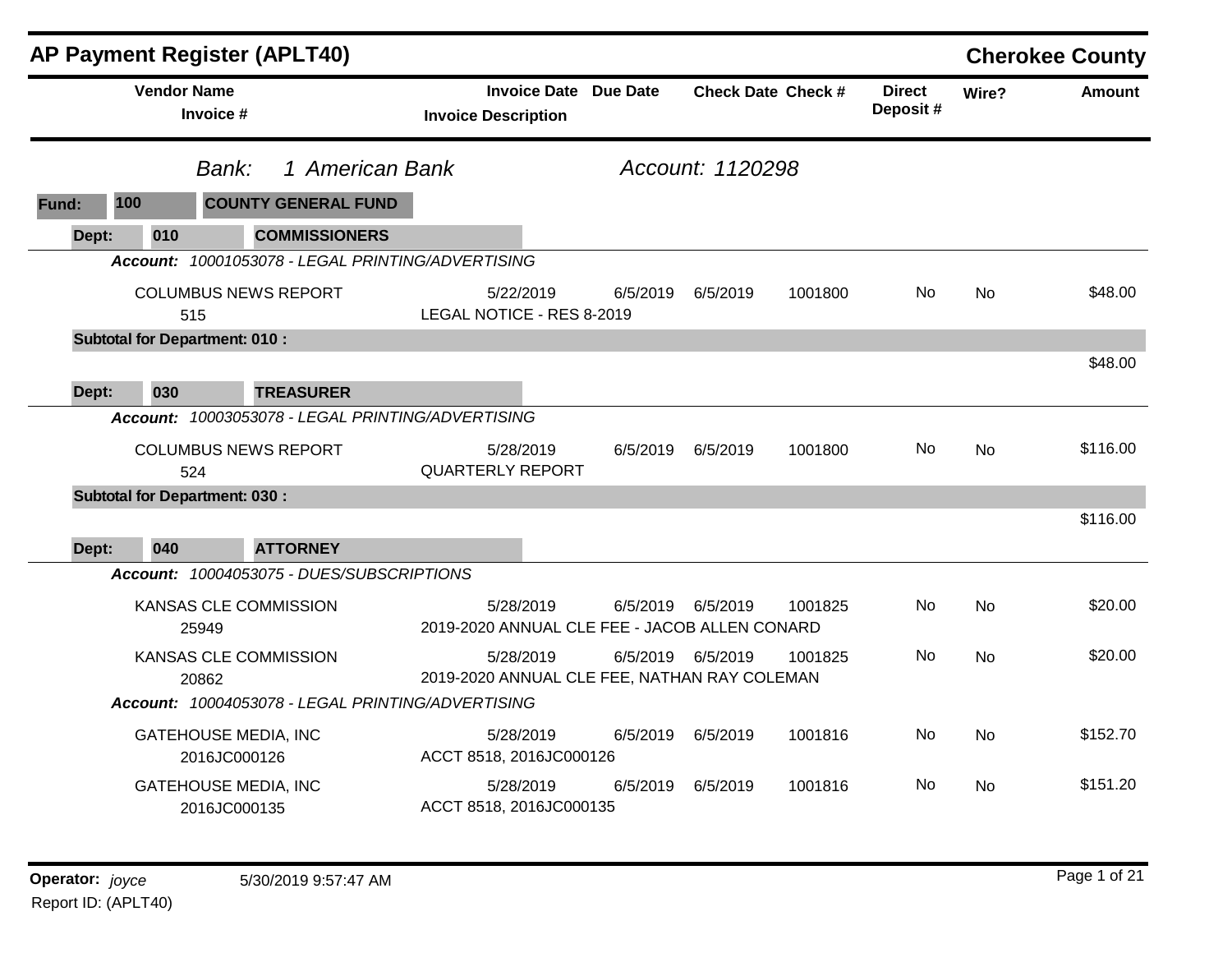# AP Payment Register (APLT40)

## Cherokee County

*Bank:* *1 American Bank* *Account: 1120298*

**Fund: 100 COUNTY GENERAL FUND**

| Vendor Name / Invoice # | Invoice Date / Invoice Description | Due Date | Check Date | Check # | Direct Deposit # | Wire? | Amount |
|---|---|---|---|---|---|---|---|
| **Dept: 010 COMMISSIONERS** | | | | | | | |
| ***Account: 10001053078 - LEGAL PRINTING/ADVERTISING*** | | | | | | | |
| COLUMBUS NEWS REPORT<br>515 | 5/22/2019<br>LEGAL NOTICE - RES 8-2019 | 6/5/2019 | 6/5/2019 | 1001800 | No | No | $48.00 |
| **Subtotal for Department: 010 :** | | | | | | | $48.00 |
| **Dept: 030 TREASURER** | | | | | | | |
| ***Account: 10003053078 - LEGAL PRINTING/ADVERTISING*** | | | | | | | |
| COLUMBUS NEWS REPORT<br>524 | 5/28/2019<br>QUARTERLY REPORT | 6/5/2019 | 6/5/2019 | 1001800 | No | No | $116.00 |
| **Subtotal for Department: 030 :** | | | | | | | $116.00 |
| **Dept: 040 ATTORNEY** | | | | | | | |
| ***Account: 10004053075 - DUES/SUBSCRIPTIONS*** | | | | | | | |
| KANSAS CLE COMMISSION<br>25949 | 5/28/2019<br>2019-2020 ANNUAL CLE FEE - JACOB ALLEN CONARD | 6/5/2019 | 6/5/2019 | 1001825 | No | No | $20.00 |
| KANSAS CLE COMMISSION<br>20862 | 5/28/2019<br>2019-2020 ANNUAL CLE FEE, NATHAN RAY COLEMAN | 6/5/2019 | 6/5/2019 | 1001825 | No | No | $20.00 |
| ***Account: 10004053078 - LEGAL PRINTING/ADVERTISING*** | | | | | | | |
| GATEHOUSE MEDIA, INC<br>2016JC000126 | 5/28/2019<br>ACCT 8518, 2016JC000126 | 6/5/2019 | 6/5/2019 | 1001816 | No | No | $152.70 |
| GATEHOUSE MEDIA, INC<br>2016JC000135 | 5/28/2019<br>ACCT 8518, 2016JC000135 | 6/5/2019 | 6/5/2019 | 1001816 | No | No | $151.20 |

**Operator:** *joyce* 5/30/2019 9:57:47 AM
Report ID: (APLT40)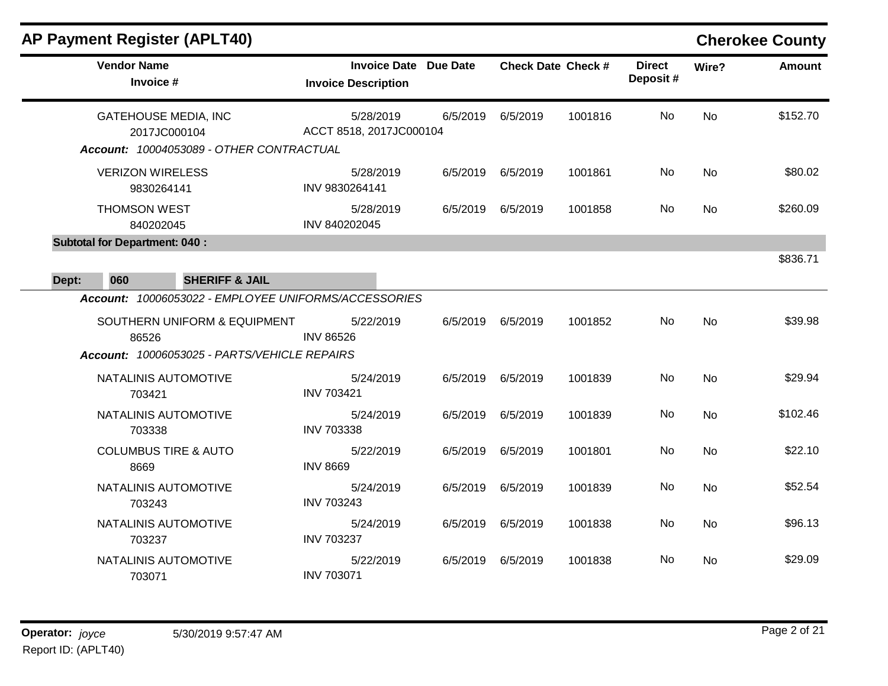## AP Payment Register (APLT40)

**Cherokee County**

| Vendor Name / Invoice # | Invoice Date / Invoice Description | Due Date | Check Date | Check # | Direct Deposit # | Wire? | Amount |
|---|---|---|---|---|---|---|---|
| GATEHOUSE MEDIA, INC<br>2017JC000104 | 5/28/2019<br>ACCT 8518, 2017JC000104 | 6/5/2019 | 6/5/2019 | 1001816 | No | No | $152.70 |
| ***Account:* 10004053089 - OTHER CONTRACTUAL** | | | | | | | |
| VERIZON WIRELESS<br>9830264141 | 5/28/2019<br>INV 9830264141 | 6/5/2019 | 6/5/2019 | 1001861 | No | No | $80.02 |
| THOMSON WEST<br>840202045 | 5/28/2019<br>INV 840202045 | 6/5/2019 | 6/5/2019 | 1001858 | No | No | $260.09 |
| **Subtotal for Department: 040 :** | | | | | | | $836.71 |
| **Dept: 060 SHERIFF & JAIL** | | | | | | | |
| ***Account:* 10006053022 - EMPLOYEE UNIFORMS/ACCESSORIES** | | | | | | | |
| SOUTHERN UNIFORM & EQUIPMENT<br>86526 | 5/22/2019<br>INV 86526 | 6/5/2019 | 6/5/2019 | 1001852 | No | No | $39.98 |
| ***Account:* 10006053025 - PARTS/VEHICLE REPAIRS** | | | | | | | |
| NATALINIS AUTOMOTIVE<br>703421 | 5/24/2019<br>INV 703421 | 6/5/2019 | 6/5/2019 | 1001839 | No | No | $29.94 |
| NATALINIS AUTOMOTIVE<br>703338 | 5/24/2019<br>INV 703338 | 6/5/2019 | 6/5/2019 | 1001839 | No | No | $102.46 |
| COLUMBUS TIRE & AUTO<br>8669 | 5/22/2019<br>INV 8669 | 6/5/2019 | 6/5/2019 | 1001801 | No | No | $22.10 |
| NATALINIS AUTOMOTIVE<br>703243 | 5/24/2019<br>INV 703243 | 6/5/2019 | 6/5/2019 | 1001839 | No | No | $52.54 |
| NATALINIS AUTOMOTIVE<br>703237 | 5/24/2019<br>INV 703237 | 6/5/2019 | 6/5/2019 | 1001838 | No | No | $96.13 |
| NATALINIS AUTOMOTIVE<br>703071 | 5/22/2019<br>INV 703071 | 6/5/2019 | 6/5/2019 | 1001838 | No | No | $29.09 |

**Operator:** *joyce* 5/30/2019 9:57:47 AM

Report ID: (APLT40)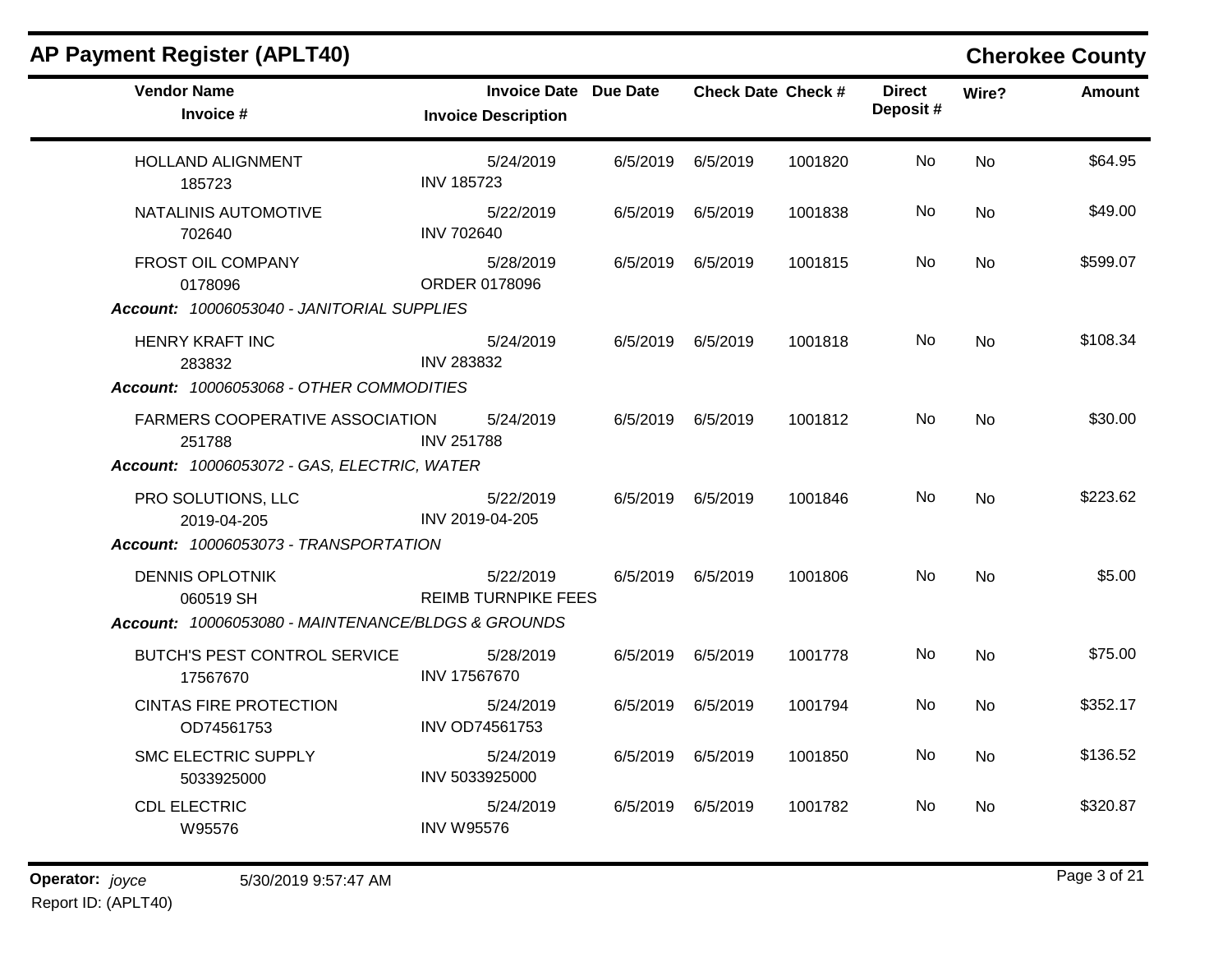## AP Payment Register (APLT40)

**Cherokee County**

| Vendor Name / Invoice # | Invoice Date / Invoice Description | Due Date | Check Date | Check # | Direct Deposit # | Wire? | Amount |
|---|---|---|---|---|---|---|---|
| HOLLAND ALIGNMENT<br>185723 | 5/24/2019<br>INV 185723 | 6/5/2019 | 6/5/2019 | 1001820 | No | No | $64.95 |
| NATALINIS AUTOMOTIVE<br>702640 | 5/22/2019<br>INV 702640 | 6/5/2019 | 6/5/2019 | 1001838 | No | No | $49.00 |
| FROST OIL COMPANY<br>0178096 | 5/28/2019<br>ORDER 0178096 | 6/5/2019 | 6/5/2019 | 1001815 | No | No | $599.07 |
| ***Account:*** *10006053040 - JANITORIAL SUPPLIES* | | | | | | | |
| HENRY KRAFT INC<br>283832 | 5/24/2019<br>INV 283832 | 6/5/2019 | 6/5/2019 | 1001818 | No | No | $108.34 |
| ***Account:*** *10006053068 - OTHER COMMODITIES* | | | | | | | |
| FARMERS COOPERATIVE ASSOCIATION<br>251788 | 5/24/2019<br>INV 251788 | 6/5/2019 | 6/5/2019 | 1001812 | No | No | $30.00 |
| ***Account:*** *10006053072 - GAS, ELECTRIC, WATER* | | | | | | | |
| PRO SOLUTIONS, LLC<br>2019-04-205 | 5/22/2019<br>INV 2019-04-205 | 6/5/2019 | 6/5/2019 | 1001846 | No | No | $223.62 |
| ***Account:*** *10006053073 - TRANSPORTATION* | | | | | | | |
| DENNIS OPLOTNIK<br>060519 SH | 5/22/2019<br>REIMB TURNPIKE FEES | 6/5/2019 | 6/5/2019 | 1001806 | No | No | $5.00 |
| ***Account:*** *10006053080 - MAINTENANCE/BLDGS & GROUNDS* | | | | | | | |
| BUTCH'S PEST CONTROL SERVICE<br>17567670 | 5/28/2019<br>INV 17567670 | 6/5/2019 | 6/5/2019 | 1001778 | No | No | $75.00 |
| CINTAS FIRE PROTECTION<br>OD74561753 | 5/24/2019<br>INV OD74561753 | 6/5/2019 | 6/5/2019 | 1001794 | No | No | $352.17 |
| SMC ELECTRIC SUPPLY<br>5033925000 | 5/24/2019<br>INV 5033925000 | 6/5/2019 | 6/5/2019 | 1001850 | No | No | $136.52 |
| CDL ELECTRIC<br>W95576 | 5/24/2019<br>INV W95576 | 6/5/2019 | 6/5/2019 | 1001782 | No | No | $320.87 |

**Operator:** *joyce* 5/30/2019 9:57:47 AM
Report ID: (APLT40)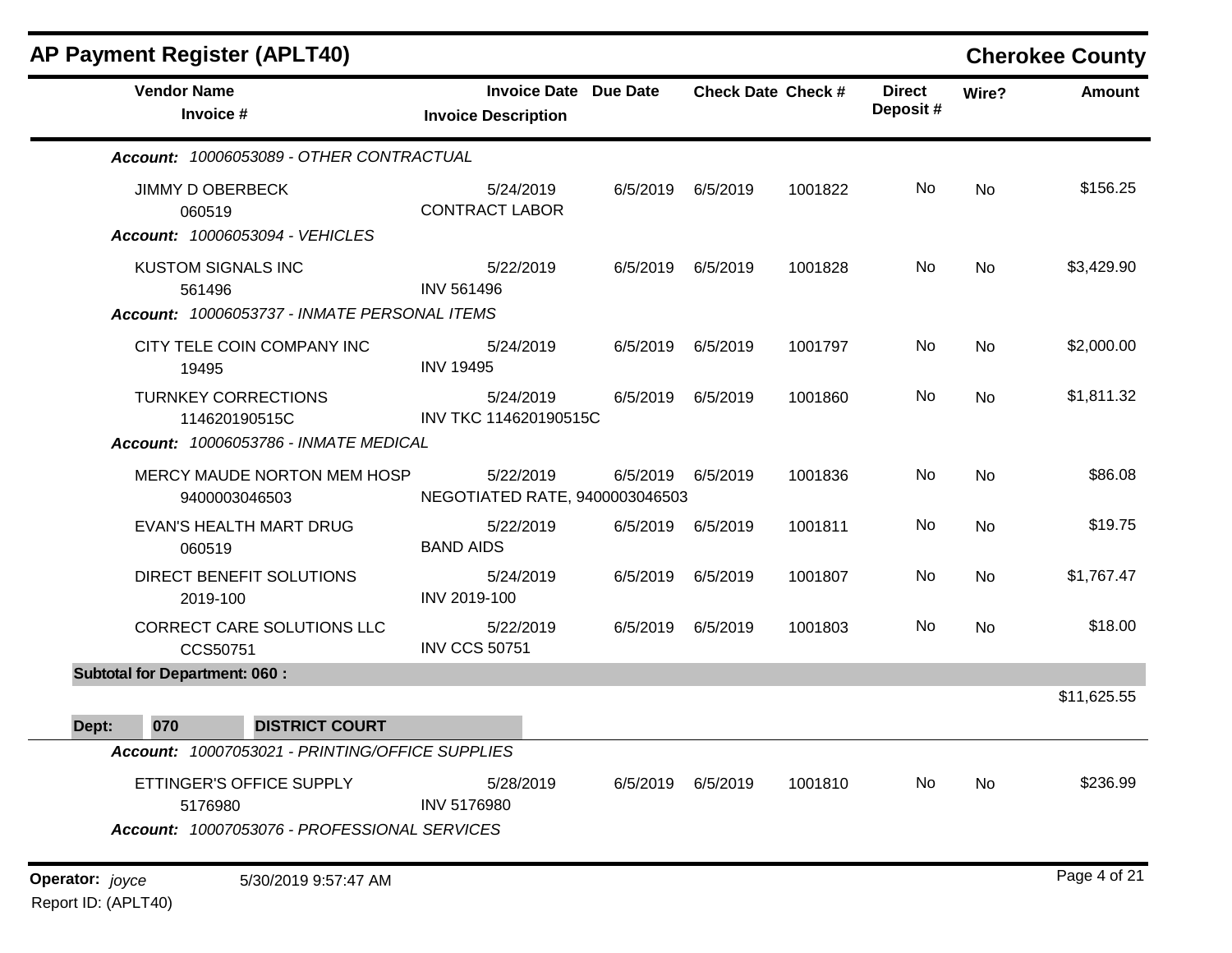## AP Payment Register (APLT40)

**Cherokee County**

| Vendor Name / Invoice # | Invoice Date / Invoice Description | Due Date | Check Date | Check # | Direct Deposit # | Wire? | Amount |
|---|---|---|---|---|---|---|---|
| ***Account: 10006053089 - OTHER CONTRACTUAL*** | | | | | | | |
| JIMMY D OBERBECK<br>060519 | 5/24/2019<br>CONTRACT LABOR | 6/5/2019 | 6/5/2019 | 1001822 | No | No | $156.25 |
| ***Account: 10006053094 - VEHICLES*** | | | | | | | |
| KUSTOM SIGNALS INC<br>561496 | 5/22/2019<br>INV 561496 | 6/5/2019 | 6/5/2019 | 1001828 | No | No | $3,429.90 |
| ***Account: 10006053737 - INMATE PERSONAL ITEMS*** | | | | | | | |
| CITY TELE COIN COMPANY INC<br>19495 | 5/24/2019<br>INV 19495 | 6/5/2019 | 6/5/2019 | 1001797 | No | No | $2,000.00 |
| TURNKEY CORRECTIONS<br>114620190515C | 5/24/2019<br>INV TKC 114620190515C | 6/5/2019 | 6/5/2019 | 1001860 | No | No | $1,811.32 |
| ***Account: 10006053786 - INMATE MEDICAL*** | | | | | | | |
| MERCY MAUDE NORTON MEM HOSP<br>9400003046503 | 5/22/2019<br>NEGOTIATED RATE, 9400003046503 | 6/5/2019 | 6/5/2019 | 1001836 | No | No | $86.08 |
| EVAN'S HEALTH MART DRUG<br>060519 | 5/22/2019<br>BAND AIDS | 6/5/2019 | 6/5/2019 | 1001811 | No | No | $19.75 |
| DIRECT BENEFIT SOLUTIONS<br>2019-100 | 5/24/2019<br>INV 2019-100 | 6/5/2019 | 6/5/2019 | 1001807 | No | No | $1,767.47 |
| CORRECT CARE SOLUTIONS LLC<br>CCS50751 | 5/22/2019<br>INV CCS 50751 | 6/5/2019 | 6/5/2019 | 1001803 | No | No | $18.00 |
| **Subtotal for Department: 060 :** | | | | | | | $11,625.55 |
| **Dept: 070 DISTRICT COURT** | | | | | | | |
| ***Account: 10007053021 - PRINTING/OFFICE SUPPLIES*** | | | | | | | |
| ETTINGER'S OFFICE SUPPLY<br>5176980 | 5/28/2019<br>INV 5176980 | 6/5/2019 | 6/5/2019 | 1001810 | No | No | $236.99 |
| ***Account: 10007053076 - PROFESSIONAL SERVICES*** | | | | | | | |

**Operator:** *joyce* 5/30/2019 9:57:47 AM
Report ID: (APLT40)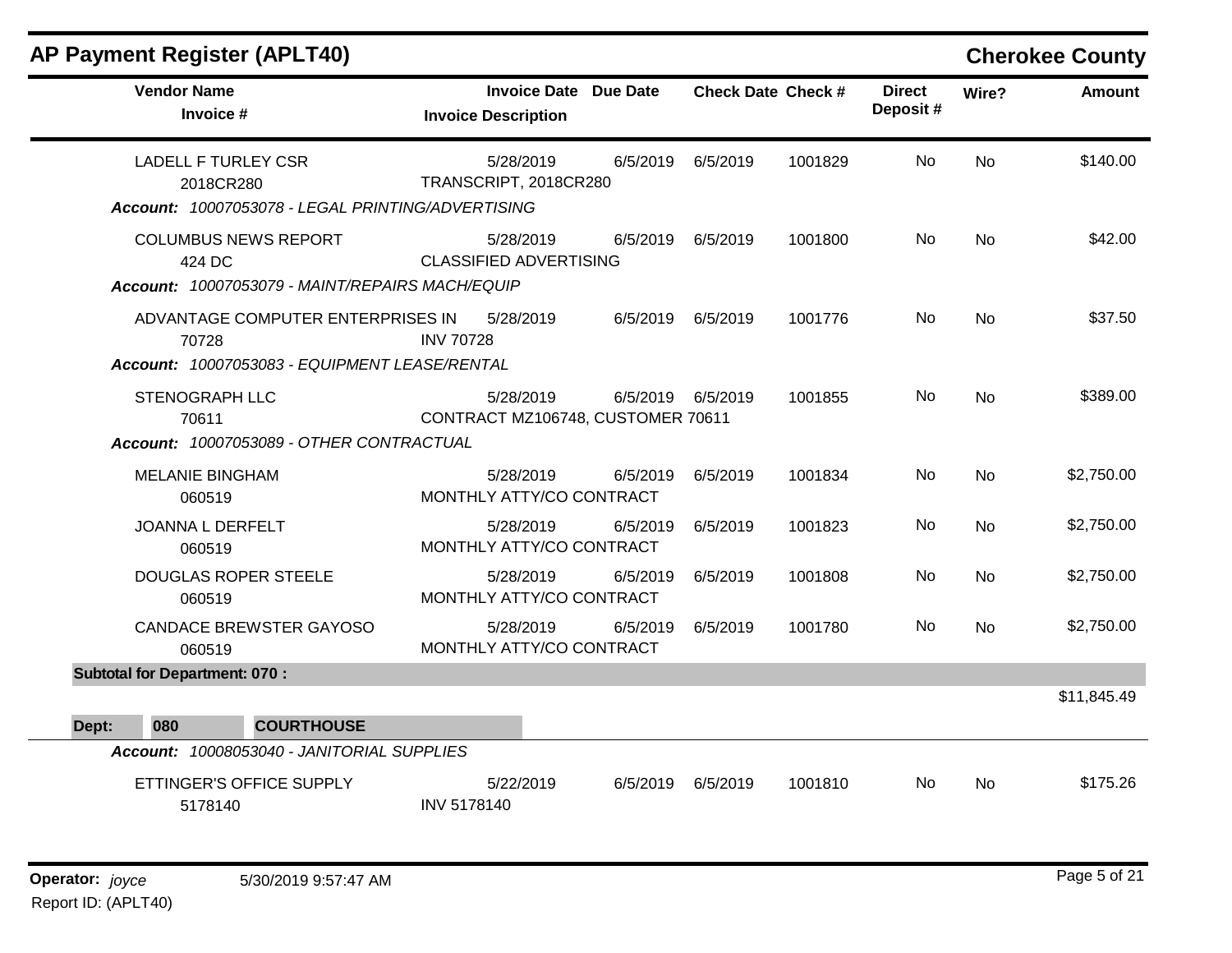# AP Payment Register (APLT40)

## Cherokee County

| Vendor Name / Invoice # | Invoice Date / Invoice Description | Due Date | Check Date | Check # | Direct Deposit # | Wire? | Amount |
|---|---|---|---|---|---|---|---|
| LADELL F TURLEY CSR<br>2018CR280 | 5/28/2019<br>TRANSCRIPT, 2018CR280 | 6/5/2019 | 6/5/2019 | 1001829 | No | No | $140.00 |
| ***Account: 10007053078 - LEGAL PRINTING/ADVERTISING*** | | | | | | | |
| COLUMBUS NEWS REPORT<br>424 DC | 5/28/2019<br>CLASSIFIED ADVERTISING | 6/5/2019 | 6/5/2019 | 1001800 | No | No | $42.00 |
| ***Account: 10007053079 - MAINT/REPAIRS MACH/EQUIP*** | | | | | | | |
| ADVANTAGE COMPUTER ENTERPRISES IN<br>70728 | 5/28/2019<br>INV 70728 | 6/5/2019 | 6/5/2019 | 1001776 | No | No | $37.50 |
| ***Account: 10007053083 - EQUIPMENT LEASE/RENTAL*** | | | | | | | |
| STENOGRAPH LLC<br>70611 | 5/28/2019<br>CONTRACT MZ106748, CUSTOMER 70611 | 6/5/2019 | 6/5/2019 | 1001855 | No | No | $389.00 |
| ***Account: 10007053089 - OTHER CONTRACTUAL*** | | | | | | | |
| MELANIE BINGHAM<br>060519 | 5/28/2019<br>MONTHLY ATTY/CO CONTRACT | 6/5/2019 | 6/5/2019 | 1001834 | No | No | $2,750.00 |
| JOANNA L DERFELT<br>060519 | 5/28/2019<br>MONTHLY ATTY/CO CONTRACT | 6/5/2019 | 6/5/2019 | 1001823 | No | No | $2,750.00 |
| DOUGLAS ROPER STEELE<br>060519 | 5/28/2019<br>MONTHLY ATTY/CO CONTRACT | 6/5/2019 | 6/5/2019 | 1001808 | No | No | $2,750.00 |
| CANDACE BREWSTER GAYOSO<br>060519 | 5/28/2019<br>MONTHLY ATTY/CO CONTRACT | 6/5/2019 | 6/5/2019 | 1001780 | No | No | $2,750.00 |
| **Subtotal for Department: 070 :** | | | | | | | $11,845.49 |
| **Dept: 080 COURTHOUSE** | | | | | | | |
| ***Account: 10008053040 - JANITORIAL SUPPLIES*** | | | | | | | |
| ETTINGER'S OFFICE SUPPLY<br>5178140 | 5/22/2019<br>INV 5178140 | 6/5/2019 | 6/5/2019 | 1001810 | No | No | $175.26 |

**Operator:** *joyce* 5/30/2019 9:57:47 AM

Report ID: (APLT40)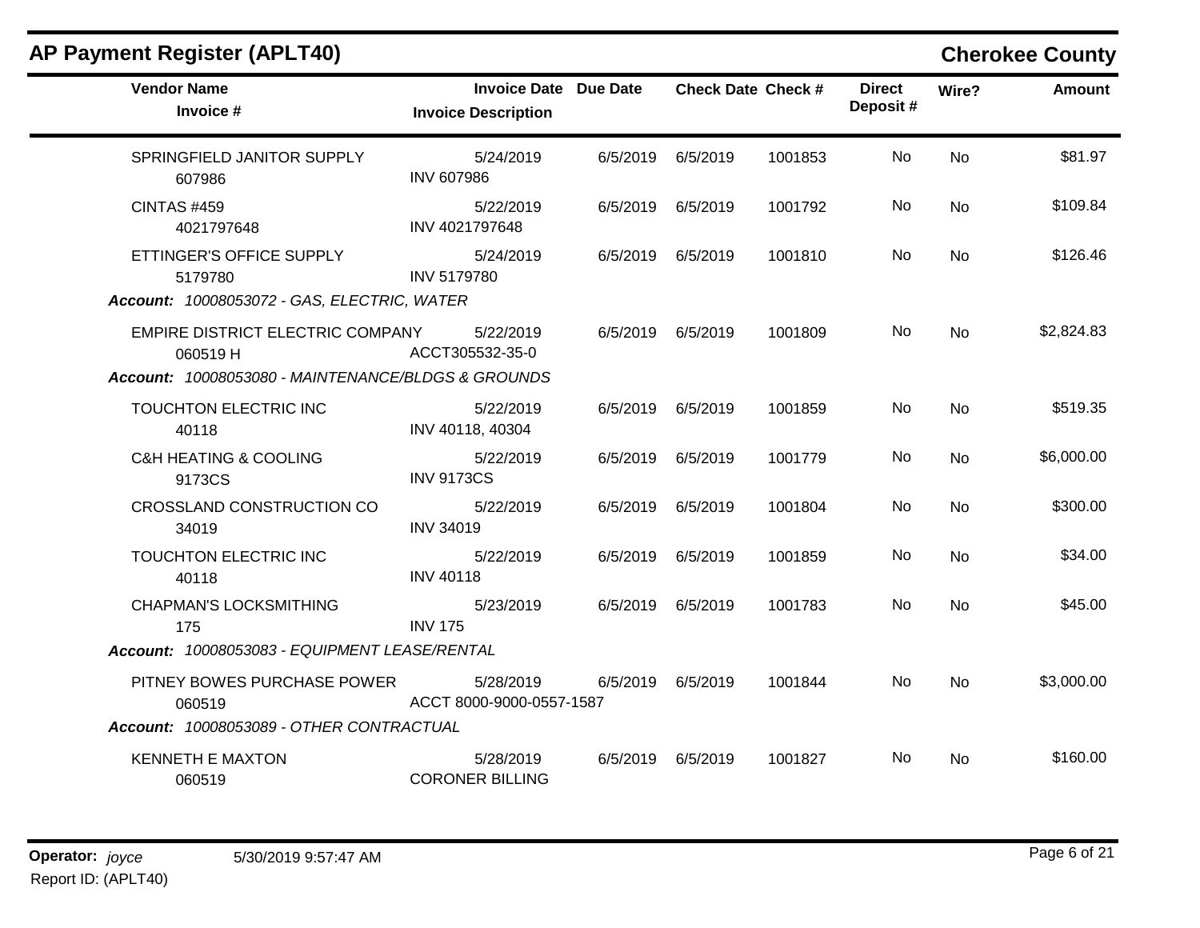## AP Payment Register (APLT40)

## Cherokee County

| Vendor Name / Invoice # | Invoice Date / Invoice Description | Due Date | Check Date | Check # | Direct Deposit # | Wire? | Amount |
|---|---|---|---|---|---|---|---|
| SPRINGFIELD JANITOR SUPPLY<br>607986 | 5/24/2019<br>INV 607986 | 6/5/2019 | 6/5/2019 | 1001853 | No | No | $81.97 |
| CINTAS #459<br>4021797648 | 5/22/2019<br>INV 4021797648 | 6/5/2019 | 6/5/2019 | 1001792 | No | No | $109.84 |
| ETTINGER'S OFFICE SUPPLY<br>5179780 | 5/24/2019<br>INV 5179780 | 6/5/2019 | 6/5/2019 | 1001810 | No | No | $126.46 |
| ***Account:* 10008053072 - GAS, ELECTRIC, WATER** | | | | | | | |
| EMPIRE DISTRICT ELECTRIC COMPANY<br>060519 H | 5/22/2019<br>ACCT305532-35-0 | 6/5/2019 | 6/5/2019 | 1001809 | No | No | $2,824.83 |
| ***Account:* 10008053080 - MAINTENANCE/BLDGS & GROUNDS** | | | | | | | |
| TOUCHTON ELECTRIC INC<br>40118 | 5/22/2019<br>INV 40118, 40304 | 6/5/2019 | 6/5/2019 | 1001859 | No | No | $519.35 |
| C&H HEATING & COOLING<br>9173CS | 5/22/2019<br>INV 9173CS | 6/5/2019 | 6/5/2019 | 1001779 | No | No | $6,000.00 |
| CROSSLAND CONSTRUCTION CO<br>34019 | 5/22/2019<br>INV 34019 | 6/5/2019 | 6/5/2019 | 1001804 | No | No | $300.00 |
| TOUCHTON ELECTRIC INC<br>40118 | 5/22/2019<br>INV 40118 | 6/5/2019 | 6/5/2019 | 1001859 | No | No | $34.00 |
| CHAPMAN'S LOCKSMITHING<br>175 | 5/23/2019<br>INV 175 | 6/5/2019 | 6/5/2019 | 1001783 | No | No | $45.00 |
| ***Account:* 10008053083 - EQUIPMENT LEASE/RENTAL** | | | | | | | |
| PITNEY BOWES PURCHASE POWER<br>060519 | 5/28/2019<br>ACCT 8000-9000-0557-1587 | 6/5/2019 | 6/5/2019 | 1001844 | No | No | $3,000.00 |
| ***Account:* 10008053089 - OTHER CONTRACTUAL** | | | | | | | |
| KENNETH E MAXTON<br>060519 | 5/28/2019<br>CORONER BILLING | 6/5/2019 | 6/5/2019 | 1001827 | No | No | $160.00 |

**Operator:** *joyce* 5/30/2019 9:57:47 AM

Report ID: (APLT40)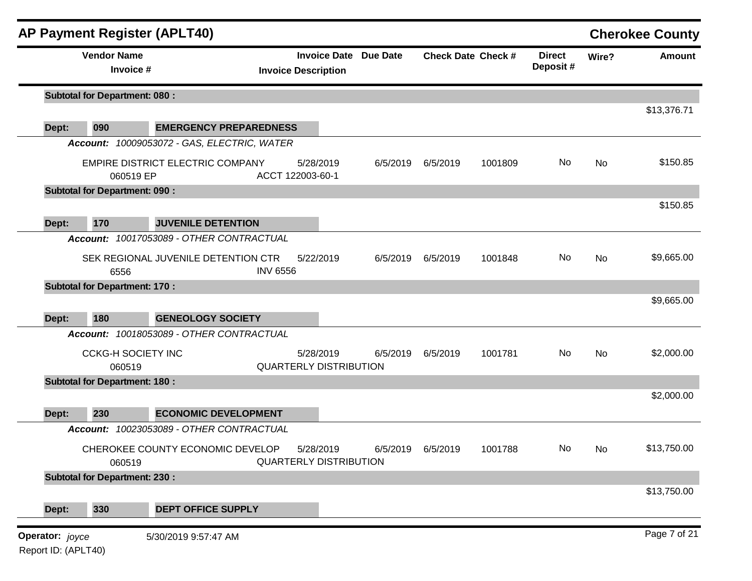## AP Payment Register (APLT40) — Cherokee County

| Vendor Name / Invoice # | Invoice Date / Invoice Description | Due Date | Check Date | Check # | Direct Deposit # | Wire? | Amount |
|---|---|---|---|---|---|---|---|
| **Subtotal for Department: 080 :** | | | | | | | $13,376.71 |
| **Dept: 090 EMERGENCY PREPAREDNESS** | | | | | | | |
| ***Account: 10009053072 - GAS, ELECTRIC, WATER*** | | | | | | | |
| EMPIRE DISTRICT ELECTRIC COMPANY / 060519 EP | 5/28/2019 / ACCT 122003-60-1 | 6/5/2019 | 6/5/2019 | 1001809 | No | No | $150.85 |
| **Subtotal for Department: 090 :** | | | | | | | $150.85 |
| **Dept: 170 JUVENILE DETENTION** | | | | | | | |
| ***Account: 10017053089 - OTHER CONTRACTUAL*** | | | | | | | |
| SEK REGIONAL JUVENILE DETENTION CTR / 6556 | 5/22/2019 / INV 6556 | 6/5/2019 | 6/5/2019 | 1001848 | No | No | $9,665.00 |
| **Subtotal for Department: 170 :** | | | | | | | $9,665.00 |
| **Dept: 180 GENEOLOGY SOCIETY** | | | | | | | |
| ***Account: 10018053089 - OTHER CONTRACTUAL*** | | | | | | | |
| CCKG-H SOCIETY INC / 060519 | 5/28/2019 / QUARTERLY DISTRIBUTION | 6/5/2019 | 6/5/2019 | 1001781 | No | No | $2,000.00 |
| **Subtotal for Department: 180 :** | | | | | | | $2,000.00 |
| **Dept: 230 ECONOMIC DEVELOPMENT** | | | | | | | |
| ***Account: 10023053089 - OTHER CONTRACTUAL*** | | | | | | | |
| CHEROKEE COUNTY ECONOMIC DEVELOP / 060519 | 5/28/2019 / QUARTERLY DISTRIBUTION | 6/5/2019 | 6/5/2019 | 1001788 | No | No | $13,750.00 |
| **Subtotal for Department: 230 :** | | | | | | | $13,750.00 |
| **Dept: 330 DEPT OFFICE SUPPLY** | | | | | | | |

Operator: *joyce* 5/30/2019 9:57:47 AM

Report ID: (APLT40)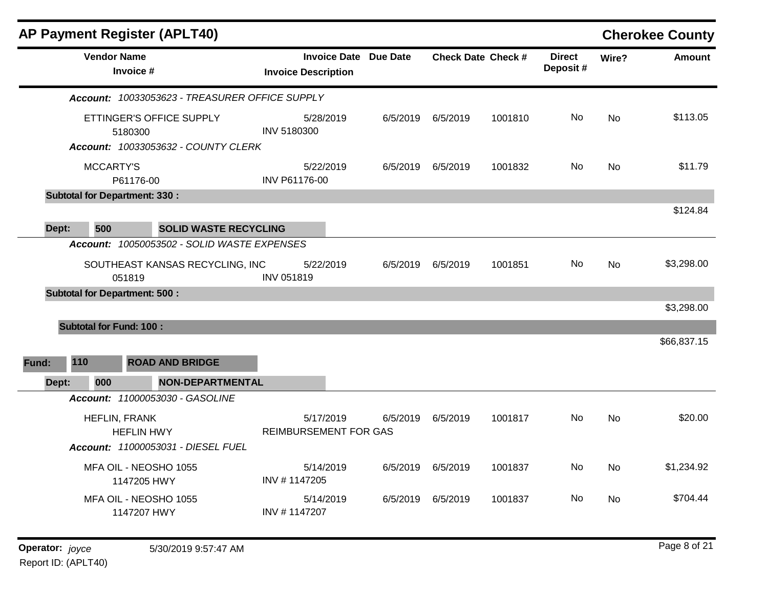## AP Payment Register (APLT40)

**Cherokee County**

| Vendor Name / Invoice # | Invoice Date / Invoice Description | Due Date | Check Date | Check # | Direct Deposit # | Wire? | Amount |
|---|---|---|---|---|---|---|---|
| ***Account:*** *10033053623 - TREASURER OFFICE SUPPLY* | | | | | | | |
| ETTINGER'S OFFICE SUPPLY<br>5180300 | 5/28/2019<br>INV 5180300 | 6/5/2019 | 6/5/2019 | 1001810 | No | No | $113.05 |
| ***Account:*** *10033053632 - COUNTY CLERK* | | | | | | | |
| MCCARTY'S<br>P61176-00 | 5/22/2019<br>INV P61176-00 | 6/5/2019 | 6/5/2019 | 1001832 | No | No | $11.79 |
| **Subtotal for Department: 330 :** | | | | | | | $124.84 |
| **Dept: 500 SOLID WASTE RECYCLING** | | | | | | | |
| ***Account:*** *10050053502 - SOLID WASTE EXPENSES* | | | | | | | |
| SOUTHEAST KANSAS RECYCLING, INC<br>051819 | 5/22/2019<br>INV 051819 | 6/5/2019 | 6/5/2019 | 1001851 | No | No | $3,298.00 |
| **Subtotal for Department: 500 :** | | | | | | | $3,298.00 |
| **Subtotal for Fund: 100 :** | | | | | | | $66,837.15 |
| **Fund: 110 ROAD AND BRIDGE** | | | | | | | |
| **Dept: 000 NON-DEPARTMENTAL** | | | | | | | |
| ***Account:*** *11000053030 - GASOLINE* | | | | | | | |
| HEFLIN, FRANK<br>HEFLIN HWY | 5/17/2019<br>REIMBURSEMENT FOR GAS | 6/5/2019 | 6/5/2019 | 1001817 | No | No | $20.00 |
| ***Account:*** *11000053031 - DIESEL FUEL* | | | | | | | |
| MFA OIL - NEOSHO 1055<br>1147205 HWY | 5/14/2019<br>INV # 1147205 | 6/5/2019 | 6/5/2019 | 1001837 | No | No | $1,234.92 |
| MFA OIL - NEOSHO 1055<br>1147207 HWY | 5/14/2019<br>INV # 1147207 | 6/5/2019 | 6/5/2019 | 1001837 | No | No | $704.44 |

**Operator:** *joyce* 5/30/2019 9:57:47 AM

Report ID: (APLT40)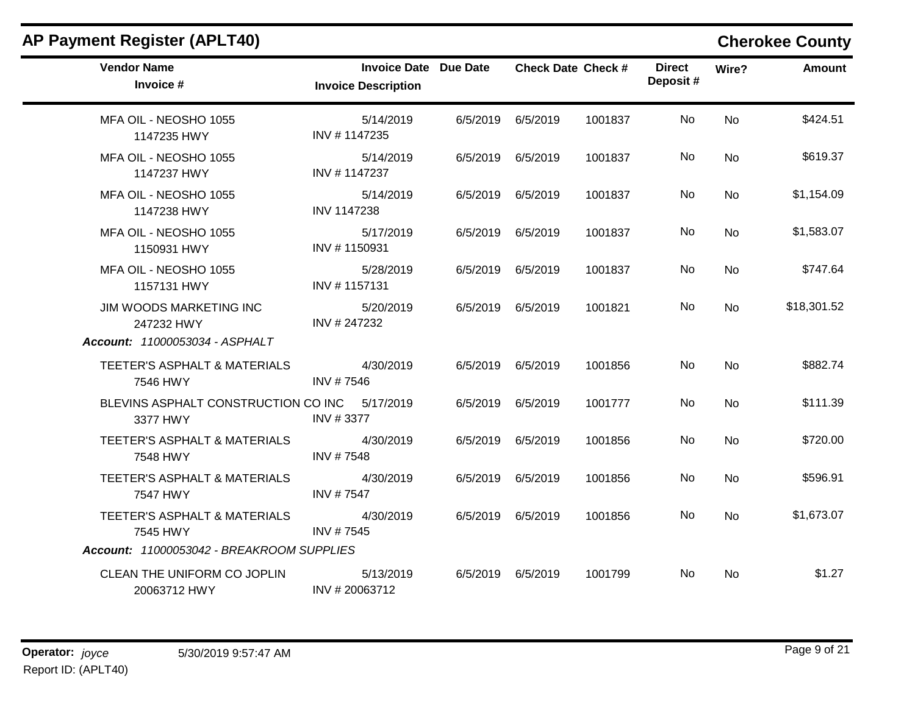## AP Payment Register (APLT40)

**Cherokee County**

| Vendor Name / Invoice # | Invoice Date / Invoice Description | Due Date | Check Date | Check # | Direct Deposit # | Wire? | Amount |
|---|---|---|---|---|---|---|---|
| MFA OIL - NEOSHO 1055<br>1147235 HWY | 5/14/2019<br>INV # 1147235 | 6/5/2019 | 6/5/2019 | 1001837 | No | No | $424.51 |
| MFA OIL - NEOSHO 1055<br>1147237 HWY | 5/14/2019<br>INV # 1147237 | 6/5/2019 | 6/5/2019 | 1001837 | No | No | $619.37 |
| MFA OIL - NEOSHO 1055<br>1147238 HWY | 5/14/2019<br>INV 1147238 | 6/5/2019 | 6/5/2019 | 1001837 | No | No | $1,154.09 |
| MFA OIL - NEOSHO 1055<br>1150931 HWY | 5/17/2019<br>INV # 1150931 | 6/5/2019 | 6/5/2019 | 1001837 | No | No | $1,583.07 |
| MFA OIL - NEOSHO 1055<br>1157131 HWY | 5/28/2019<br>INV # 1157131 | 6/5/2019 | 6/5/2019 | 1001837 | No | No | $747.64 |
| JIM WOODS MARKETING INC<br>247232 HWY | 5/20/2019<br>INV # 247232 | 6/5/2019 | 6/5/2019 | 1001821 | No | No | $18,301.52 |
| ***Account:*** *11000053034 - ASPHALT* | | | | | | | |
| TEETER'S ASPHALT & MATERIALS<br>7546 HWY | 4/30/2019<br>INV # 7546 | 6/5/2019 | 6/5/2019 | 1001856 | No | No | $882.74 |
| BLEVINS ASPHALT CONSTRUCTION CO INC<br>3377 HWY | 5/17/2019<br>INV # 3377 | 6/5/2019 | 6/5/2019 | 1001777 | No | No | $111.39 |
| TEETER'S ASPHALT & MATERIALS<br>7548 HWY | 4/30/2019<br>INV # 7548 | 6/5/2019 | 6/5/2019 | 1001856 | No | No | $720.00 |
| TEETER'S ASPHALT & MATERIALS<br>7547 HWY | 4/30/2019<br>INV # 7547 | 6/5/2019 | 6/5/2019 | 1001856 | No | No | $596.91 |
| TEETER'S ASPHALT & MATERIALS<br>7545 HWY | 4/30/2019<br>INV # 7545 | 6/5/2019 | 6/5/2019 | 1001856 | No | No | $1,673.07 |
| ***Account:*** *11000053042 - BREAKROOM SUPPLIES* | | | | | | | |
| CLEAN THE UNIFORM CO JOPLIN<br>20063712 HWY | 5/13/2019<br>INV # 20063712 | 6/5/2019 | 6/5/2019 | 1001799 | No | No | $1.27 |

**Operator:** *joyce* 5/30/2019 9:57:47 AM
Report ID: (APLT40)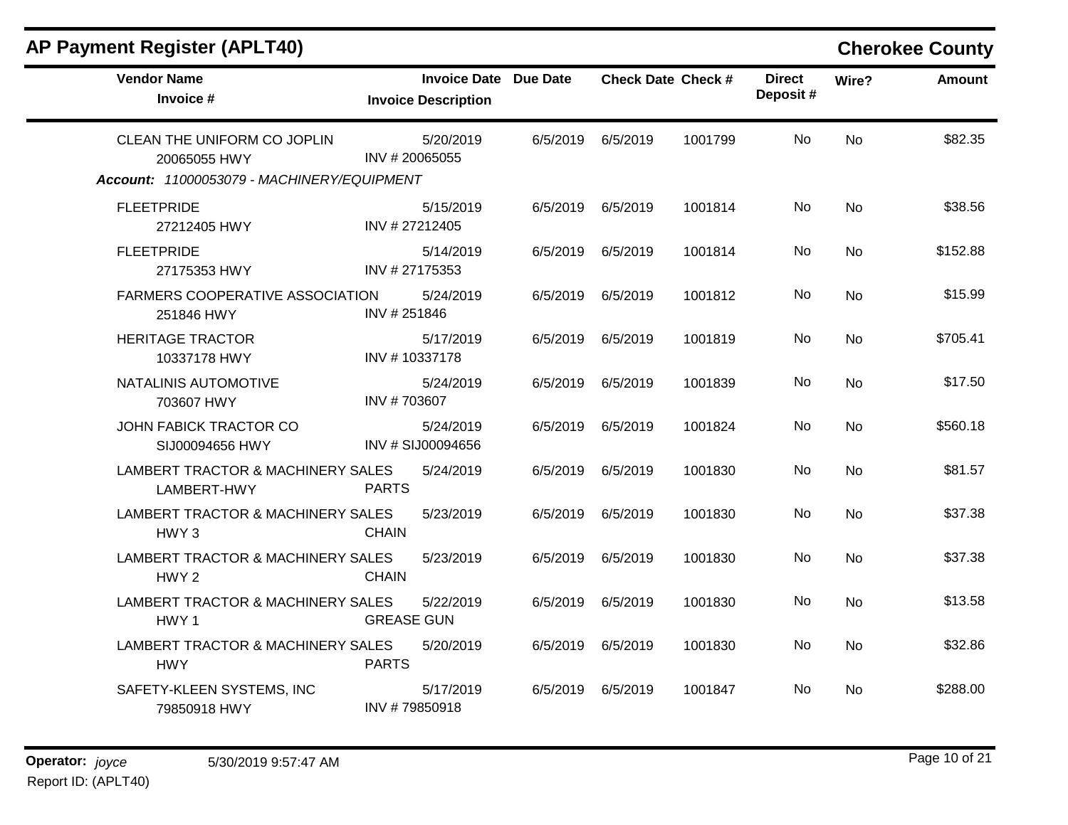## AP Payment Register (APLT40)

**Cherokee County**

| Vendor Name / Invoice # | Invoice Date / Invoice Description | Due Date | Check Date | Check # | Direct Deposit # | Wire? | Amount |
|---|---|---|---|---|---|---|---|
| CLEAN THE UNIFORM CO JOPLIN<br>20065055 HWY | 5/20/2019<br>INV # 20065055 | 6/5/2019 | 6/5/2019 | 1001799 | No | No | $82.35 |

***Account:* 11000053079 - MACHINERY/EQUIPMENT**

| Vendor Name / Invoice # | Invoice Date / Invoice Description | Due Date | Check Date | Check # | Direct Deposit # | Wire? | Amount |
|---|---|---|---|---|---|---|---|
| FLEETPRIDE<br>27212405 HWY | 5/15/2019<br>INV # 27212405 | 6/5/2019 | 6/5/2019 | 1001814 | No | No | $38.56 |
| FLEETPRIDE<br>27175353 HWY | 5/14/2019<br>INV # 27175353 | 6/5/2019 | 6/5/2019 | 1001814 | No | No | $152.88 |
| FARMERS COOPERATIVE ASSOCIATION<br>251846 HWY | 5/24/2019<br>INV # 251846 | 6/5/2019 | 6/5/2019 | 1001812 | No | No | $15.99 |
| HERITAGE TRACTOR<br>10337178 HWY | 5/17/2019<br>INV # 10337178 | 6/5/2019 | 6/5/2019 | 1001819 | No | No | $705.41 |
| NATALINIS AUTOMOTIVE<br>703607 HWY | 5/24/2019<br>INV # 703607 | 6/5/2019 | 6/5/2019 | 1001839 | No | No | $17.50 |
| JOHN FABICK TRACTOR CO<br>SIJ00094656 HWY | 5/24/2019<br>INV # SIJ00094656 | 6/5/2019 | 6/5/2019 | 1001824 | No | No | $560.18 |
| LAMBERT TRACTOR & MACHINERY SALES<br>LAMBERT-HWY | 5/24/2019<br>PARTS | 6/5/2019 | 6/5/2019 | 1001830 | No | No | $81.57 |
| LAMBERT TRACTOR & MACHINERY SALES<br>HWY 3 | 5/23/2019<br>CHAIN | 6/5/2019 | 6/5/2019 | 1001830 | No | No | $37.38 |
| LAMBERT TRACTOR & MACHINERY SALES<br>HWY 2 | 5/23/2019<br>CHAIN | 6/5/2019 | 6/5/2019 | 1001830 | No | No | $37.38 |
| LAMBERT TRACTOR & MACHINERY SALES<br>HWY 1 | 5/22/2019<br>GREASE GUN | 6/5/2019 | 6/5/2019 | 1001830 | No | No | $13.58 |
| LAMBERT TRACTOR & MACHINERY SALES<br>HWY | 5/20/2019<br>PARTS | 6/5/2019 | 6/5/2019 | 1001830 | No | No | $32.86 |
| SAFETY-KLEEN SYSTEMS, INC<br>79850918 HWY | 5/17/2019<br>INV # 79850918 | 6/5/2019 | 6/5/2019 | 1001847 | No | No | $288.00 |

**Operator:** *joyce* 5/30/2019 9:57:47 AM
Report ID: (APLT40)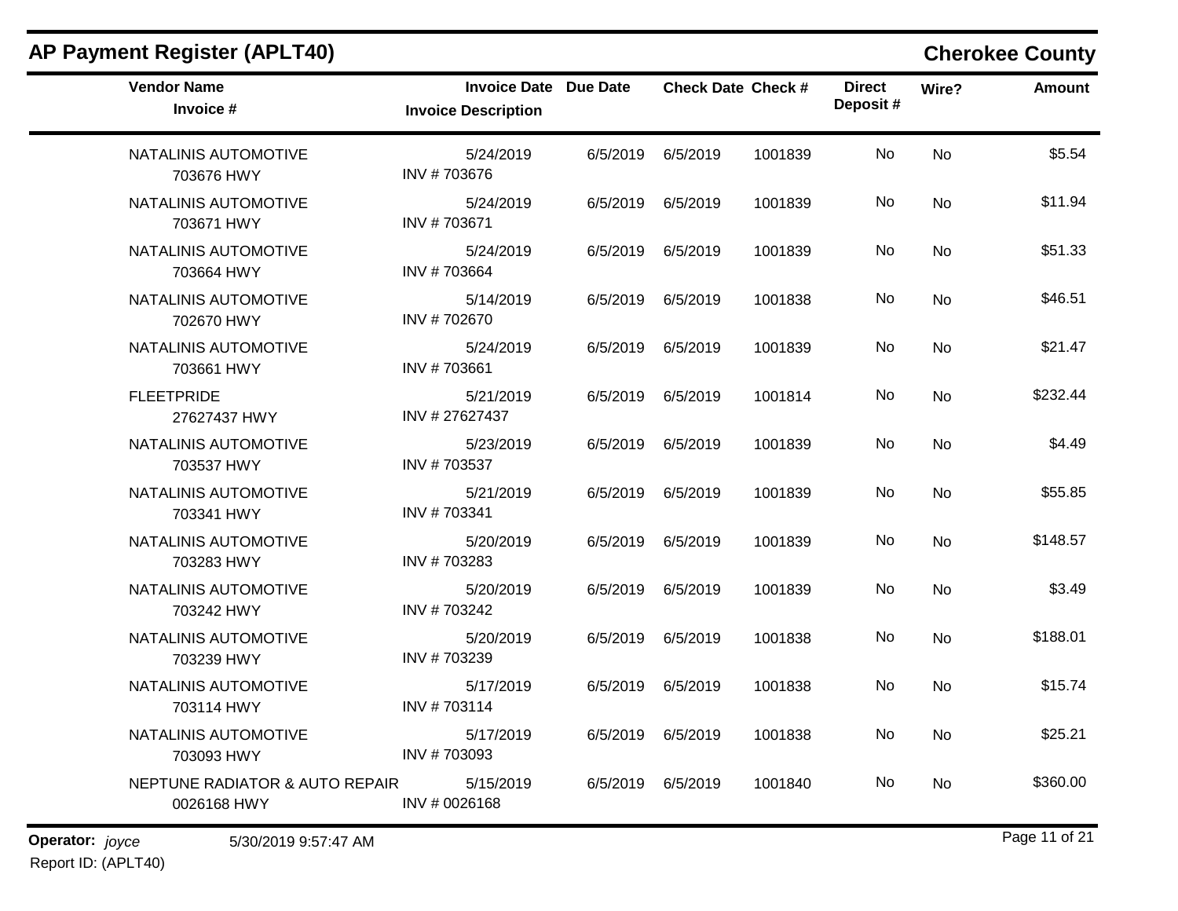## AP Payment Register (APLT40)

**Cherokee County**

| Vendor Name<br>Invoice # | Invoice Date<br>Invoice Description | Due Date | Check Date | Check # | Direct Deposit # | Wire? | Amount |
|---|---|---|---|---|---|---|---|
| NATALINIS AUTOMOTIVE<br>703676 HWY | 5/24/2019<br>INV # 703676 | 6/5/2019 | 6/5/2019 | 1001839 | No | No | $5.54 |
| NATALINIS AUTOMOTIVE<br>703671 HWY | 5/24/2019<br>INV # 703671 | 6/5/2019 | 6/5/2019 | 1001839 | No | No | $11.94 |
| NATALINIS AUTOMOTIVE<br>703664 HWY | 5/24/2019<br>INV # 703664 | 6/5/2019 | 6/5/2019 | 1001839 | No | No | $51.33 |
| NATALINIS AUTOMOTIVE<br>702670 HWY | 5/14/2019<br>INV # 702670 | 6/5/2019 | 6/5/2019 | 1001838 | No | No | $46.51 |
| NATALINIS AUTOMOTIVE<br>703661 HWY | 5/24/2019<br>INV # 703661 | 6/5/2019 | 6/5/2019 | 1001839 | No | No | $21.47 |
| FLEETPRIDE<br>27627437 HWY | 5/21/2019<br>INV # 27627437 | 6/5/2019 | 6/5/2019 | 1001814 | No | No | $232.44 |
| NATALINIS AUTOMOTIVE<br>703537 HWY | 5/23/2019<br>INV # 703537 | 6/5/2019 | 6/5/2019 | 1001839 | No | No | $4.49 |
| NATALINIS AUTOMOTIVE<br>703341 HWY | 5/21/2019<br>INV # 703341 | 6/5/2019 | 6/5/2019 | 1001839 | No | No | $55.85 |
| NATALINIS AUTOMOTIVE<br>703283 HWY | 5/20/2019<br>INV # 703283 | 6/5/2019 | 6/5/2019 | 1001839 | No | No | $148.57 |
| NATALINIS AUTOMOTIVE<br>703242 HWY | 5/20/2019<br>INV # 703242 | 6/5/2019 | 6/5/2019 | 1001839 | No | No | $3.49 |
| NATALINIS AUTOMOTIVE<br>703239 HWY | 5/20/2019<br>INV # 703239 | 6/5/2019 | 6/5/2019 | 1001838 | No | No | $188.01 |
| NATALINIS AUTOMOTIVE<br>703114 HWY | 5/17/2019<br>INV # 703114 | 6/5/2019 | 6/5/2019 | 1001838 | No | No | $15.74 |
| NATALINIS AUTOMOTIVE<br>703093 HWY | 5/17/2019<br>INV # 703093 | 6/5/2019 | 6/5/2019 | 1001838 | No | No | $25.21 |
| NEPTUNE RADIATOR & AUTO REPAIR<br>0026168 HWY | 5/15/2019<br>INV # 0026168 | 6/5/2019 | 6/5/2019 | 1001840 | No | No | $360.00 |

**Operator:** *joyce* 5/30/2019 9:57:47 AM

Report ID: (APLT40)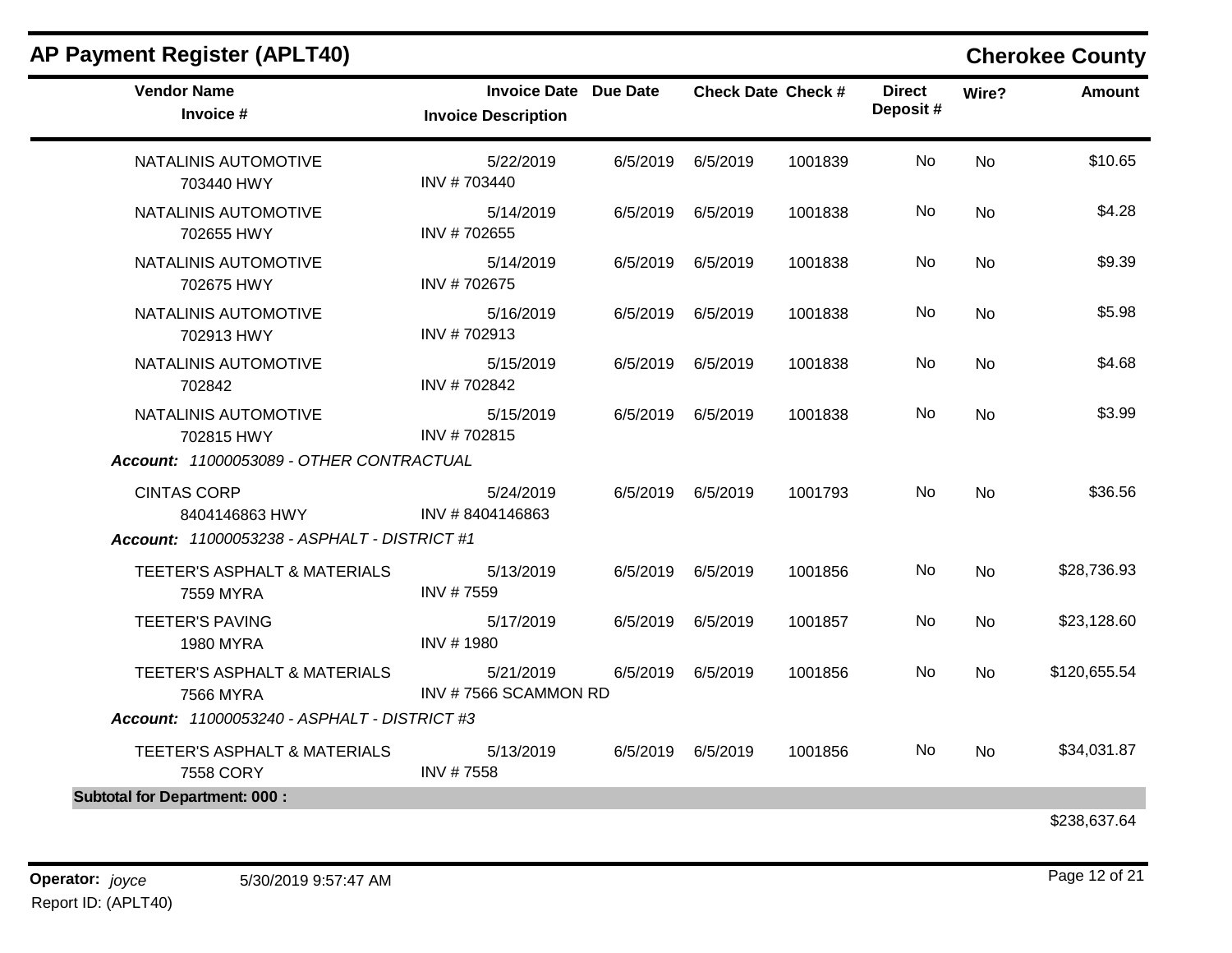## AP Payment Register (APLT40)

**Cherokee County**

| Vendor Name / Invoice # | Invoice Date / Invoice Description | Due Date | Check Date | Check # | Direct Deposit # | Wire? | Amount |
|---|---|---|---|---|---|---|---|
| NATALINIS AUTOMOTIVE<br>703440 HWY | 5/22/2019<br>INV # 703440 | 6/5/2019 | 6/5/2019 | 1001839 | No | No | $10.65 |
| NATALINIS AUTOMOTIVE<br>702655 HWY | 5/14/2019<br>INV # 702655 | 6/5/2019 | 6/5/2019 | 1001838 | No | No | $4.28 |
| NATALINIS AUTOMOTIVE<br>702675 HWY | 5/14/2019<br>INV # 702675 | 6/5/2019 | 6/5/2019 | 1001838 | No | No | $9.39 |
| NATALINIS AUTOMOTIVE<br>702913 HWY | 5/16/2019<br>INV # 702913 | 6/5/2019 | 6/5/2019 | 1001838 | No | No | $5.98 |
| NATALINIS AUTOMOTIVE<br>702842 | 5/15/2019<br>INV # 702842 | 6/5/2019 | 6/5/2019 | 1001838 | No | No | $4.68 |
| NATALINIS AUTOMOTIVE<br>702815 HWY | 5/15/2019<br>INV # 702815 | 6/5/2019 | 6/5/2019 | 1001838 | No | No | $3.99 |
| ***Account:*** *11000053089 - OTHER CONTRACTUAL* | | | | | | | |
| CINTAS CORP<br>8404146863 HWY | 5/24/2019<br>INV # 8404146863 | 6/5/2019 | 6/5/2019 | 1001793 | No | No | $36.56 |
| ***Account:*** *11000053238 - ASPHALT - DISTRICT #1* | | | | | | | |
| TEETER'S ASPHALT & MATERIALS<br>7559 MYRA | 5/13/2019<br>INV # 7559 | 6/5/2019 | 6/5/2019 | 1001856 | No | No | $28,736.93 |
| TEETER'S PAVING<br>1980 MYRA | 5/17/2019<br>INV # 1980 | 6/5/2019 | 6/5/2019 | 1001857 | No | No | $23,128.60 |
| TEETER'S ASPHALT & MATERIALS<br>7566 MYRA | 5/21/2019<br>INV # 7566 SCAMMON RD | 6/5/2019 | 6/5/2019 | 1001856 | No | No | $120,655.54 |
| ***Account:*** *11000053240 - ASPHALT - DISTRICT #3* | | | | | | | |
| TEETER'S ASPHALT & MATERIALS<br>7558 CORY | 5/13/2019<br>INV # 7558 | 6/5/2019 | 6/5/2019 | 1001856 | No | No | $34,031.87 |
| **Subtotal for Department: 000 :** | | | | | | | $238,637.64 |

**Operator:** *joyce* 5/30/2019 9:57:47 AM

Report ID: (APLT40)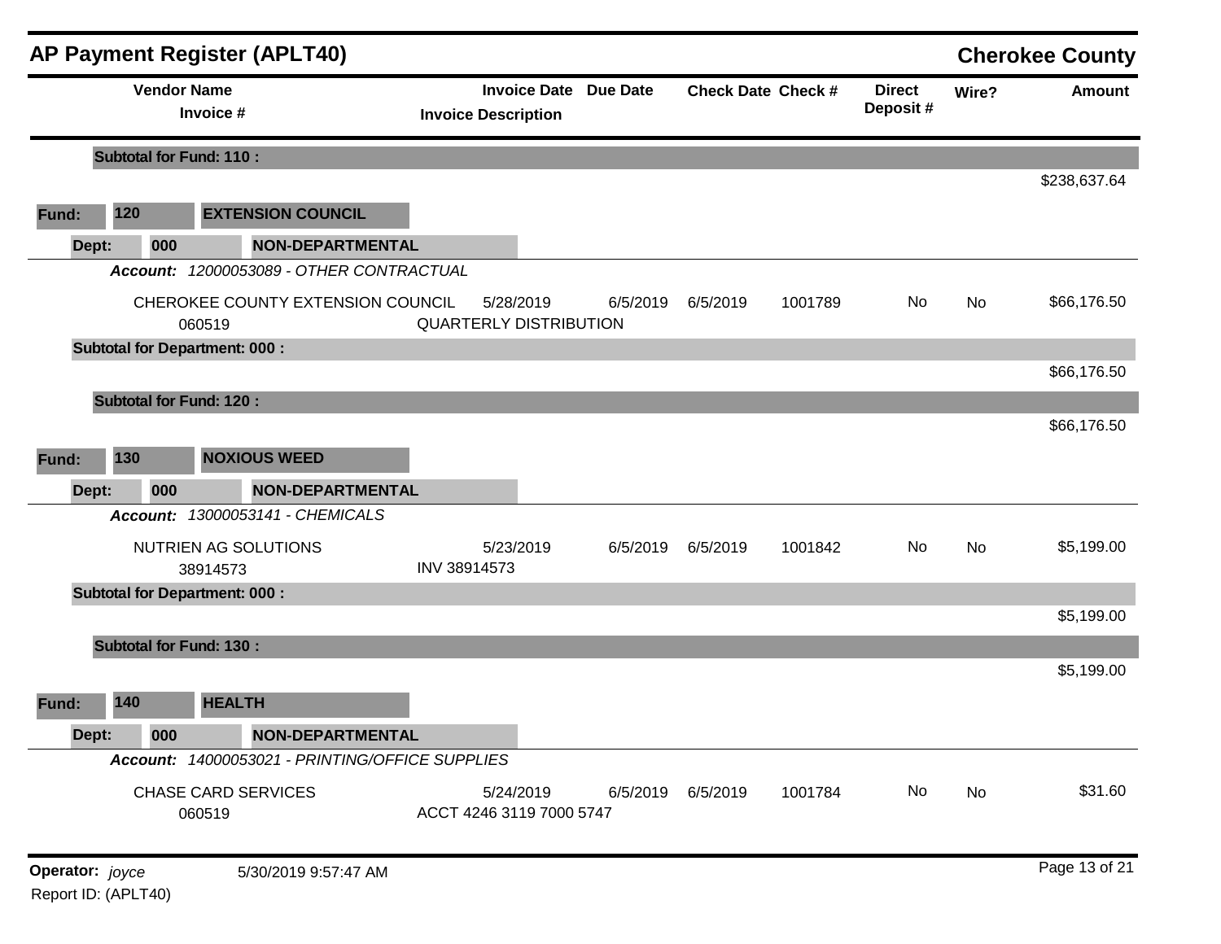## AP Payment Register (APLT40)

**Cherokee County**

| Vendor Name / Invoice # | Invoice Date / Invoice Description | Due Date | Check Date | Check # | Direct Deposit # | Wire? | Amount |
|---|---|---|---|---|---|---|---|
| **Subtotal for Fund: 110 :** | | | | | | | $238,637.64 |
| **Fund: 120 EXTENSION COUNCIL** | | | | | | | |
| **Dept: 000 NON-DEPARTMENTAL** | | | | | | | |
| ***Account:*** *12000053089 - OTHER CONTRACTUAL* | | | | | | | |
| CHEROKEE COUNTY EXTENSION COUNCIL 060519 | 5/28/2019 QUARTERLY DISTRIBUTION | 6/5/2019 | 6/5/2019 | 1001789 | No | No | $66,176.50 |
| **Subtotal for Department: 000 :** | | | | | | | $66,176.50 |
| **Subtotal for Fund: 120 :** | | | | | | | $66,176.50 |
| **Fund: 130 NOXIOUS WEED** | | | | | | | |
| **Dept: 000 NON-DEPARTMENTAL** | | | | | | | |
| ***Account:*** *13000053141 - CHEMICALS* | | | | | | | |
| NUTRIEN AG SOLUTIONS 38914573 | 5/23/2019 INV 38914573 | 6/5/2019 | 6/5/2019 | 1001842 | No | No | $5,199.00 |
| **Subtotal for Department: 000 :** | | | | | | | $5,199.00 |
| **Subtotal for Fund: 130 :** | | | | | | | $5,199.00 |
| **Fund: 140 HEALTH** | | | | | | | |
| **Dept: 000 NON-DEPARTMENTAL** | | | | | | | |
| ***Account:*** *14000053021 - PRINTING/OFFICE SUPPLIES* | | | | | | | |
| CHASE CARD SERVICES 060519 | 5/24/2019 ACCT 4246 3119 7000 5747 | 6/5/2019 | 6/5/2019 | 1001784 | No | No | $31.60 |

**Operator:** *joyce* 5/30/2019 9:57:47 AM
Report ID: (APLT40)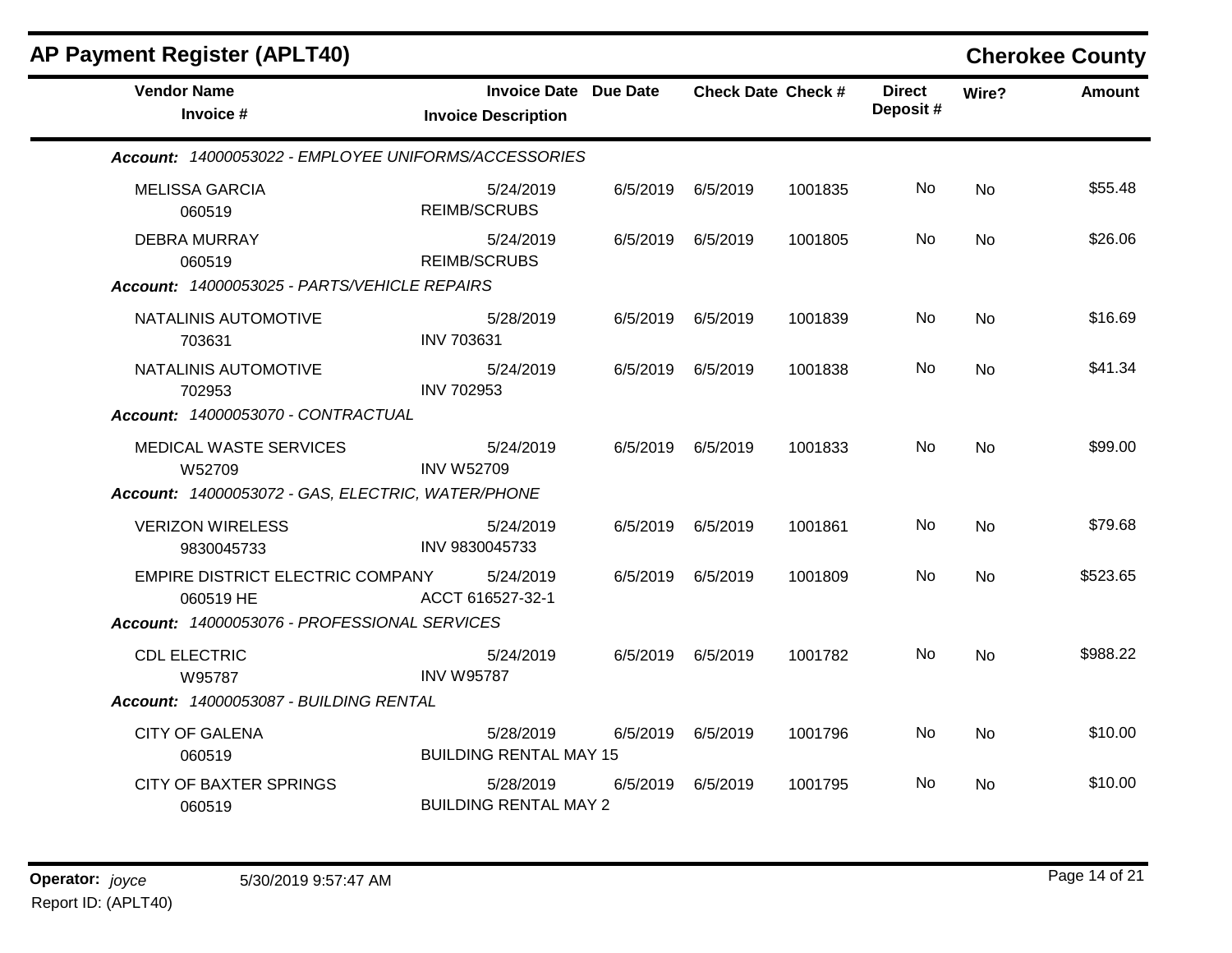# AP Payment Register (APLT40)

**Cherokee County**

| Vendor Name / Invoice # | Invoice Date / Invoice Description | Due Date | Check Date | Check # | Direct Deposit # | Wire? | Amount |
|---|---|---|---|---|---|---|---|
| ***Account: 14000053022 - EMPLOYEE UNIFORMS/ACCESSORIES*** | | | | | | | |
| MELISSA GARCIA<br>060519 | 5/24/2019<br>REIMB/SCRUBS | 6/5/2019 | 6/5/2019 | 1001835 | No | No | $55.48 |
| DEBRA MURRAY<br>060519 | 5/24/2019<br>REIMB/SCRUBS | 6/5/2019 | 6/5/2019 | 1001805 | No | No | $26.06 |
| ***Account: 14000053025 - PARTS/VEHICLE REPAIRS*** | | | | | | | |
| NATALINIS AUTOMOTIVE<br>703631 | 5/28/2019<br>INV 703631 | 6/5/2019 | 6/5/2019 | 1001839 | No | No | $16.69 |
| NATALINIS AUTOMOTIVE<br>702953 | 5/24/2019<br>INV 702953 | 6/5/2019 | 6/5/2019 | 1001838 | No | No | $41.34 |
| ***Account: 14000053070 - CONTRACTUAL*** | | | | | | | |
| MEDICAL WASTE SERVICES<br>W52709 | 5/24/2019<br>INV W52709 | 6/5/2019 | 6/5/2019 | 1001833 | No | No | $99.00 |
| ***Account: 14000053072 - GAS, ELECTRIC, WATER/PHONE*** | | | | | | | |
| VERIZON WIRELESS<br>9830045733 | 5/24/2019<br>INV 9830045733 | 6/5/2019 | 6/5/2019 | 1001861 | No | No | $79.68 |
| EMPIRE DISTRICT ELECTRIC COMPANY<br>060519 HE | 5/24/2019<br>ACCT 616527-32-1 | 6/5/2019 | 6/5/2019 | 1001809 | No | No | $523.65 |
| ***Account: 14000053076 - PROFESSIONAL SERVICES*** | | | | | | | |
| CDL ELECTRIC<br>W95787 | 5/24/2019<br>INV W95787 | 6/5/2019 | 6/5/2019 | 1001782 | No | No | $988.22 |
| ***Account: 14000053087 - BUILDING RENTAL*** | | | | | | | |
| CITY OF GALENA<br>060519 | 5/28/2019<br>BUILDING RENTAL MAY 15 | 6/5/2019 | 6/5/2019 | 1001796 | No | No | $10.00 |
| CITY OF BAXTER SPRINGS<br>060519 | 5/28/2019<br>BUILDING RENTAL MAY 2 | 6/5/2019 | 6/5/2019 | 1001795 | No | No | $10.00 |

**Operator:** *joyce* 5/30/2019 9:57:47 AM
Report ID: (APLT40)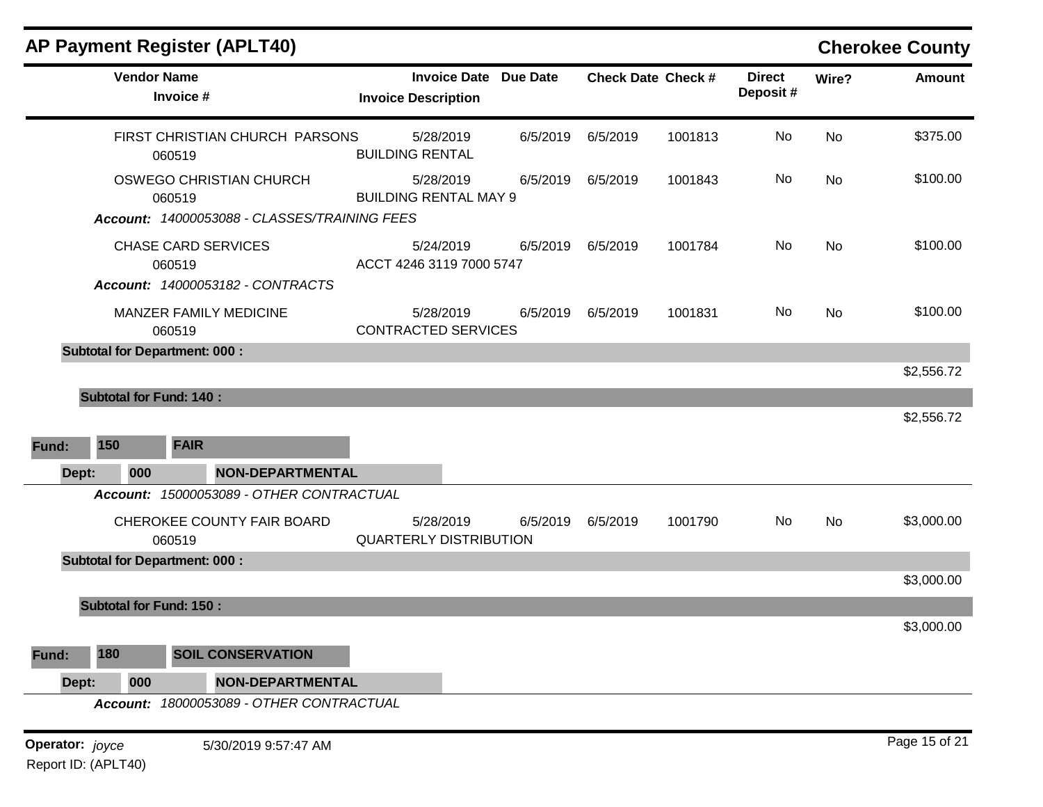# AP Payment Register (APLT40)

**Cherokee County**

| Vendor Name / Invoice # | Invoice Date / Invoice Description | Due Date | Check Date | Check # | Direct Deposit # | Wire? | Amount |
|---|---|---|---|---|---|---|---|
| FIRST CHRISTIAN CHURCH PARSONS 060519 | 5/28/2019 BUILDING RENTAL | 6/5/2019 | 6/5/2019 | 1001813 | No | No | $375.00 |
| OSWEGO CHRISTIAN CHURCH 060519 | 5/28/2019 BUILDING RENTAL MAY 9 | 6/5/2019 | 6/5/2019 | 1001843 | No | No | $100.00 |
| ***Account:*** *14000053088 - CLASSES/TRAINING FEES* | | | | | | | |
| CHASE CARD SERVICES 060519 | 5/24/2019 ACCT 4246 3119 7000 5747 | 6/5/2019 | 6/5/2019 | 1001784 | No | No | $100.00 |
| ***Account:*** *14000053182 - CONTRACTS* | | | | | | | |
| MANZER FAMILY MEDICINE 060519 | 5/28/2019 CONTRACTED SERVICES | 6/5/2019 | 6/5/2019 | 1001831 | No | No | $100.00 |
| **Subtotal for Department: 000 :** | | | | | | | $2,556.72 |
| **Subtotal for Fund: 140 :** | | | | | | | $2,556.72 |

**Fund: 150 FAIR**

**Dept: 000 NON-DEPARTMENTAL**

| Vendor Name / Invoice # | Invoice Date / Invoice Description | Due Date | Check Date | Check # | Direct Deposit # | Wire? | Amount |
|---|---|---|---|---|---|---|---|
| ***Account:*** *15000053089 - OTHER CONTRACTUAL* | | | | | | | |
| CHEROKEE COUNTY FAIR BOARD 060519 | 5/28/2019 QUARTERLY DISTRIBUTION | 6/5/2019 | 6/5/2019 | 1001790 | No | No | $3,000.00 |
| **Subtotal for Department: 000 :** | | | | | | | $3,000.00 |
| **Subtotal for Fund: 150 :** | | | | | | | $3,000.00 |

**Fund: 180 SOIL CONSERVATION**

**Dept: 000 NON-DEPARTMENTAL**

***Account:*** *18000053089 - OTHER CONTRACTUAL*

**Operator:** *joyce* 5/30/2019 9:57:47 AM

Report ID: (APLT40)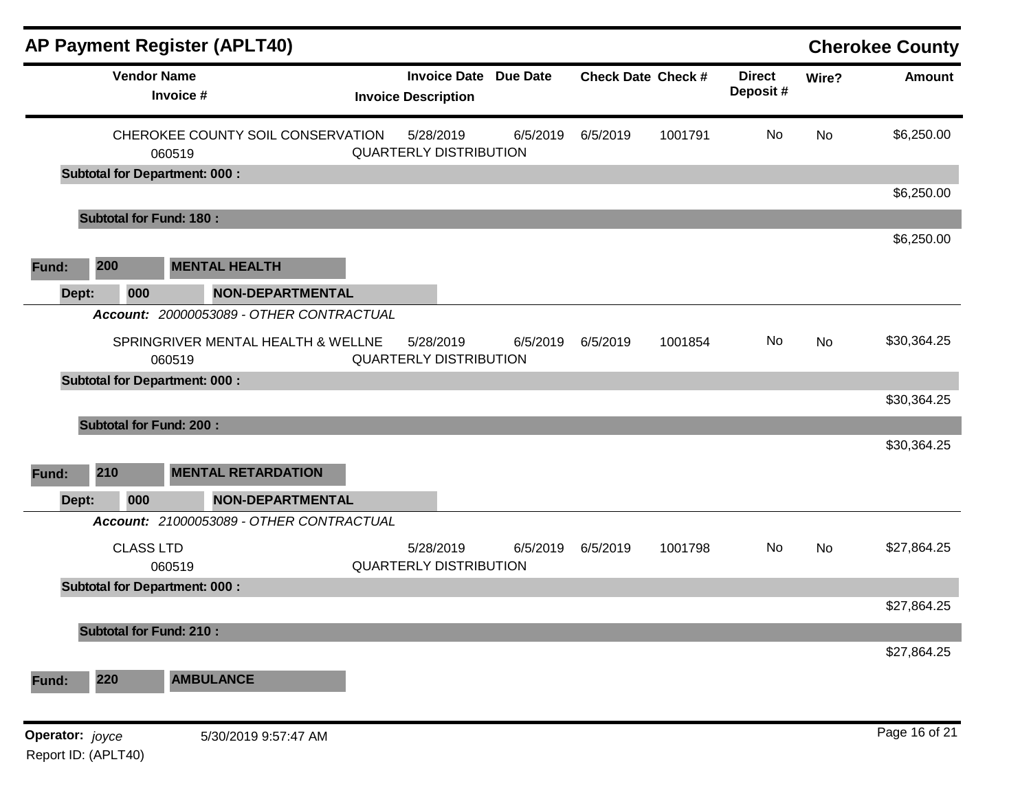## AP Payment Register (APLT40) — Cherokee County

| Vendor Name / Invoice # | Invoice Date / Invoice Description | Due Date | Check Date | Check # | Direct Deposit # | Wire? | Amount |
|---|---|---|---|---|---|---|---|
| CHEROKEE COUNTY SOIL CONSERVATION<br>060519 | 5/28/2019<br>QUARTERLY DISTRIBUTION | 6/5/2019 | 6/5/2019 | 1001791 | No | No | $6,250.00 |
| **Subtotal for Department: 000 :** | | | | | | | $6,250.00 |
| **Subtotal for Fund: 180 :** | | | | | | | $6,250.00 |

**Fund:** 200 **MENTAL HEALTH**

**Dept:** 000 **NON-DEPARTMENTAL**

***Account:*** *20000053089 - OTHER CONTRACTUAL*

| Vendor Name / Invoice # | Invoice Date / Invoice Description | Due Date | Check Date | Check # | Direct Deposit # | Wire? | Amount |
|---|---|---|---|---|---|---|---|
| SPRINGRIVER MENTAL HEALTH & WELLNE<br>060519 | 5/28/2019<br>QUARTERLY DISTRIBUTION | 6/5/2019 | 6/5/2019 | 1001854 | No | No | $30,364.25 |
| **Subtotal for Department: 000 :** | | | | | | | $30,364.25 |
| **Subtotal for Fund: 200 :** | | | | | | | $30,364.25 |

**Fund:** 210 **MENTAL RETARDATION**

**Dept:** 000 **NON-DEPARTMENTAL**

***Account:*** *21000053089 - OTHER CONTRACTUAL*

| Vendor Name / Invoice # | Invoice Date / Invoice Description | Due Date | Check Date | Check # | Direct Deposit # | Wire? | Amount |
|---|---|---|---|---|---|---|---|
| CLASS LTD<br>060519 | 5/28/2019<br>QUARTERLY DISTRIBUTION | 6/5/2019 | 6/5/2019 | 1001798 | No | No | $27,864.25 |
| **Subtotal for Department: 000 :** | | | | | | | $27,864.25 |
| **Subtotal for Fund: 210 :** | | | | | | | $27,864.25 |

**Fund:** 220 **AMBULANCE**

**Operator:** *joyce* 5/30/2019 9:57:47 AM

Report ID: (APLT40)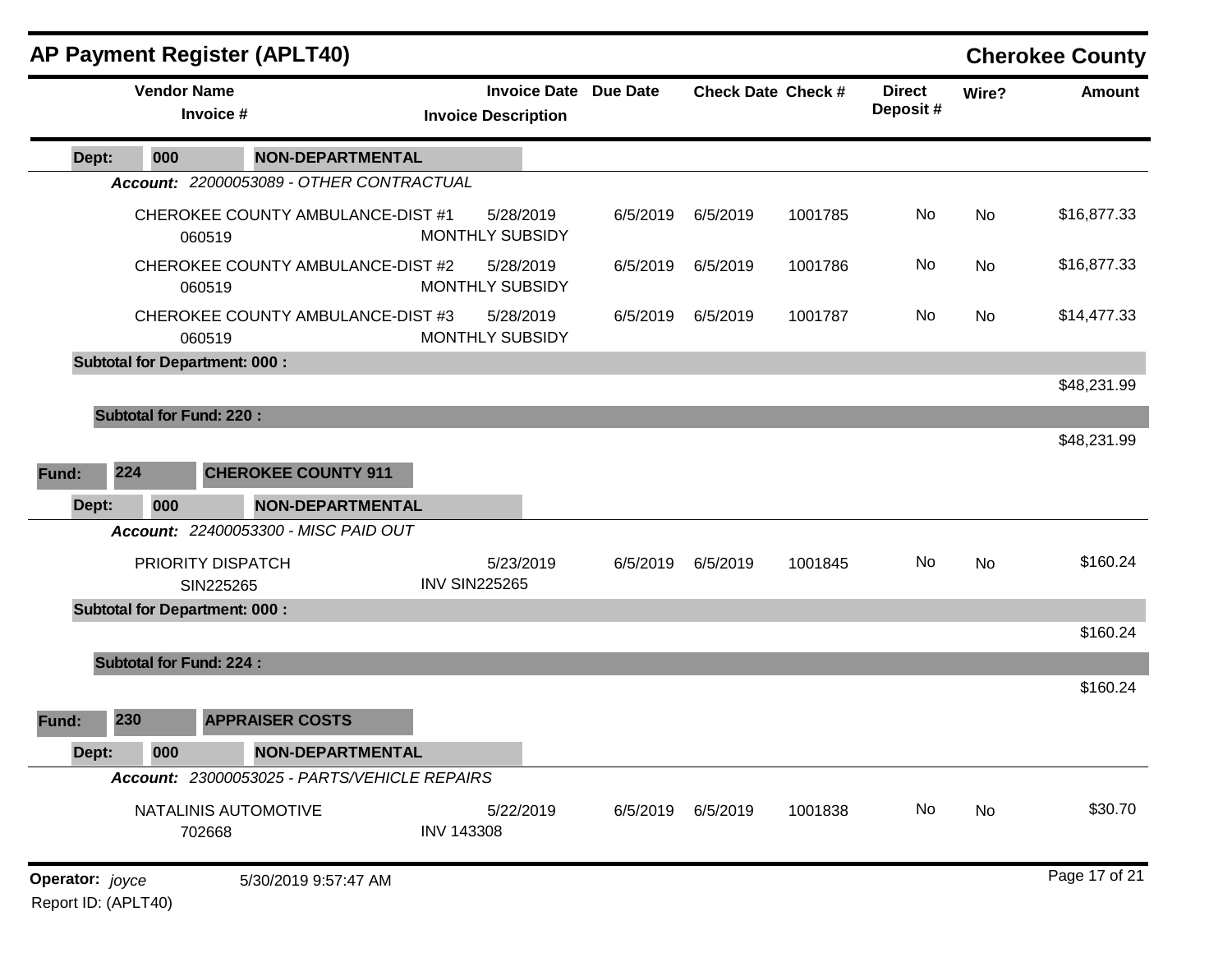## AP Payment Register (APLT40) — Cherokee County

| Vendor Name / Invoice # | Invoice Date / Invoice Description | Due Date | Check Date | Check # | Direct Deposit # | Wire? | Amount |
|---|---|---|---|---|---|---|---|
| **Dept: 000 NON-DEPARTMENTAL** | | | | | | | |
| ***Account: 22000053089 - OTHER CONTRACTUAL*** | | | | | | | |
| CHEROKEE COUNTY AMBULANCE-DIST #1 / 060519 | 5/28/2019 / MONTHLY SUBSIDY | 6/5/2019 | 6/5/2019 | 1001785 | No | No | $16,877.33 |
| CHEROKEE COUNTY AMBULANCE-DIST #2 / 060519 | 5/28/2019 / MONTHLY SUBSIDY | 6/5/2019 | 6/5/2019 | 1001786 | No | No | $16,877.33 |
| CHEROKEE COUNTY AMBULANCE-DIST #3 / 060519 | 5/28/2019 / MONTHLY SUBSIDY | 6/5/2019 | 6/5/2019 | 1001787 | No | No | $14,477.33 |
| **Subtotal for Department: 000 :** | | | | | | | $48,231.99 |
| **Subtotal for Fund: 220 :** | | | | | | | $48,231.99 |
| **Fund: 224 CHEROKEE COUNTY 911** | | | | | | | |
| **Dept: 000 NON-DEPARTMENTAL** | | | | | | | |
| ***Account: 22400053300 - MISC PAID OUT*** | | | | | | | |
| PRIORITY DISPATCH / SIN225265 | 5/23/2019 / INV SIN225265 | 6/5/2019 | 6/5/2019 | 1001845 | No | No | $160.24 |
| **Subtotal for Department: 000 :** | | | | | | | $160.24 |
| **Subtotal for Fund: 224 :** | | | | | | | $160.24 |
| **Fund: 230 APPRAISER COSTS** | | | | | | | |
| **Dept: 000 NON-DEPARTMENTAL** | | | | | | | |
| ***Account: 23000053025 - PARTS/VEHICLE REPAIRS*** | | | | | | | |
| NATALINIS AUTOMOTIVE / 702668 | 5/22/2019 / INV 143308 | 6/5/2019 | 6/5/2019 | 1001838 | No | No | $30.70 |

**Operator:** *joyce* 5/30/2019 9:57:47 AM

Report ID: (APLT40)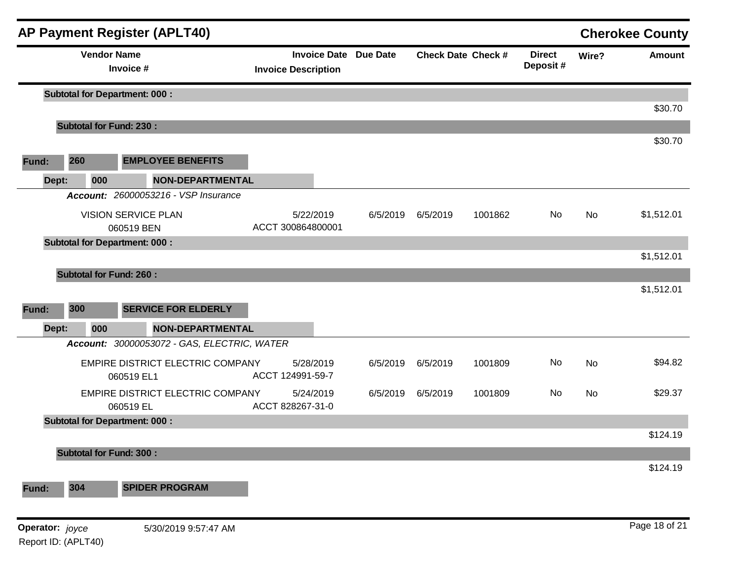## AP Payment Register (APLT40)

**Cherokee County**

| Vendor Name / Invoice # | Invoice Date / Invoice Description | Due Date | Check Date | Check # | Direct Deposit # | Wire? | Amount |
|---|---|---|---|---|---|---|---|
| **Subtotal for Department: 000 :** | | | | | | | $30.70 |
| **Subtotal for Fund: 230 :** | | | | | | | $30.70 |
| **Fund: 260 EMPLOYEE BENEFITS** | | | | | | | |
| **Dept: 000 NON-DEPARTMENTAL** | | | | | | | |
| ***Account:*** *26000053216 - VSP Insurance* | | | | | | | |
| VISION SERVICE PLAN<br>060519 BEN | 5/22/2019<br>ACCT 300864800001 | 6/5/2019 | 6/5/2019 | 1001862 | No | No | $1,512.01 |
| **Subtotal for Department: 000 :** | | | | | | | $1,512.01 |
| **Subtotal for Fund: 260 :** | | | | | | | $1,512.01 |
| **Fund: 300 SERVICE FOR ELDERLY** | | | | | | | |
| **Dept: 000 NON-DEPARTMENTAL** | | | | | | | |
| ***Account:*** *30000053072 - GAS, ELECTRIC, WATER* | | | | | | | |
| EMPIRE DISTRICT ELECTRIC COMPANY<br>060519 EL1 | 5/28/2019<br>ACCT 124991-59-7 | 6/5/2019 | 6/5/2019 | 1001809 | No | No | $94.82 |
| EMPIRE DISTRICT ELECTRIC COMPANY<br>060519 EL | 5/24/2019<br>ACCT 828267-31-0 | 6/5/2019 | 6/5/2019 | 1001809 | No | No | $29.37 |
| **Subtotal for Department: 000 :** | | | | | | | $124.19 |
| **Subtotal for Fund: 300 :** | | | | | | | $124.19 |
| **Fund: 304 SPIDER PROGRAM** | | | | | | | |

**Operator:** *joyce* 5/30/2019 9:57:47 AM
Report ID: (APLT40)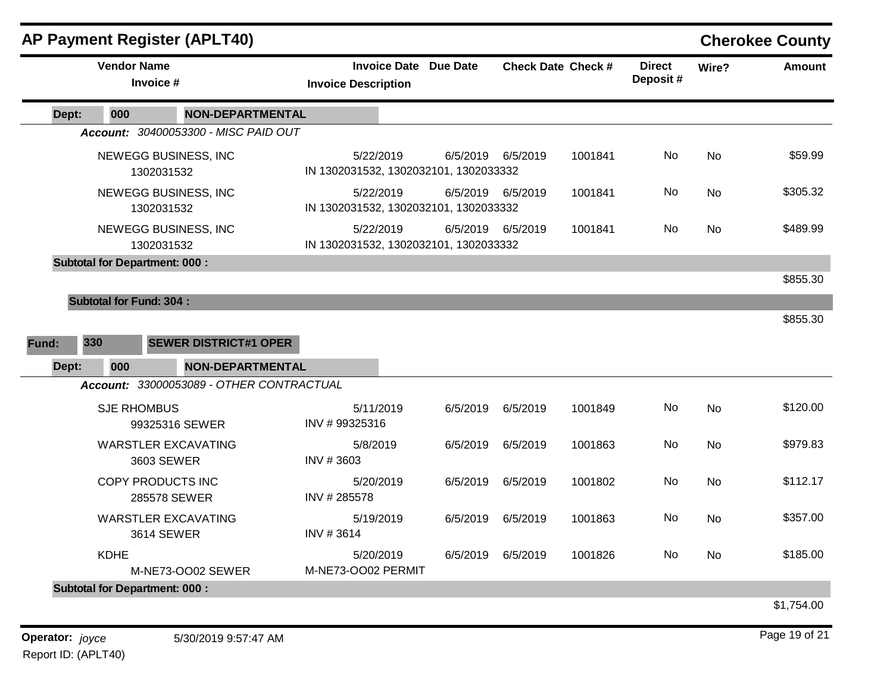## AP Payment Register (APLT40) — Cherokee County

| Vendor Name / Invoice # | Invoice Date / Invoice Description | Due Date | Check Date | Check # | Direct Deposit # | Wire? | Amount |
|---|---|---|---|---|---|---|---|
| **Dept: 000 NON-DEPARTMENTAL** | | | | | | | |
| ***Account: 30400053300 - MISC PAID OUT*** | | | | | | | |
| NEWEGG BUSINESS, INC<br>1302031532 | 5/22/2019<br>IN 1302031532, 1302032101, 1302033332 | 6/5/2019 | 6/5/2019 | 1001841 | No | No | $59.99 |
| NEWEGG BUSINESS, INC<br>1302031532 | 5/22/2019<br>IN 1302031532, 1302032101, 1302033332 | 6/5/2019 | 6/5/2019 | 1001841 | No | No | $305.32 |
| NEWEGG BUSINESS, INC<br>1302031532 | 5/22/2019<br>IN 1302031532, 1302032101, 1302033332 | 6/5/2019 | 6/5/2019 | 1001841 | No | No | $489.99 |
| **Subtotal for Department: 000 :** | | | | | | | $855.30 |
| **Subtotal for Fund: 304 :** | | | | | | | $855.30 |
| **Fund: 330 SEWER DISTRICT#1 OPER** | | | | | | | |
| **Dept: 000 NON-DEPARTMENTAL** | | | | | | | |
| ***Account: 33000053089 - OTHER CONTRACTUAL*** | | | | | | | |
| SJE RHOMBUS<br>99325316 SEWER | 5/11/2019<br>INV # 99325316 | 6/5/2019 | 6/5/2019 | 1001849 | No | No | $120.00 |
| WARSTLER EXCAVATING<br>3603 SEWER | 5/8/2019<br>INV # 3603 | 6/5/2019 | 6/5/2019 | 1001863 | No | No | $979.83 |
| COPY PRODUCTS INC<br>285578 SEWER | 5/20/2019<br>INV # 285578 | 6/5/2019 | 6/5/2019 | 1001802 | No | No | $112.17 |
| WARSTLER EXCAVATING<br>3614 SEWER | 5/19/2019<br>INV # 3614 | 6/5/2019 | 6/5/2019 | 1001863 | No | No | $357.00 |
| KDHE<br>M-NE73-OO02 SEWER | 5/20/2019<br>M-NE73-OO02 PERMIT | 6/5/2019 | 6/5/2019 | 1001826 | No | No | $185.00 |
| **Subtotal for Department: 000 :** | | | | | | | $1,754.00 |

**Operator:** *joyce* 5/30/2019 9:57:47 AM
Report ID: (APLT40)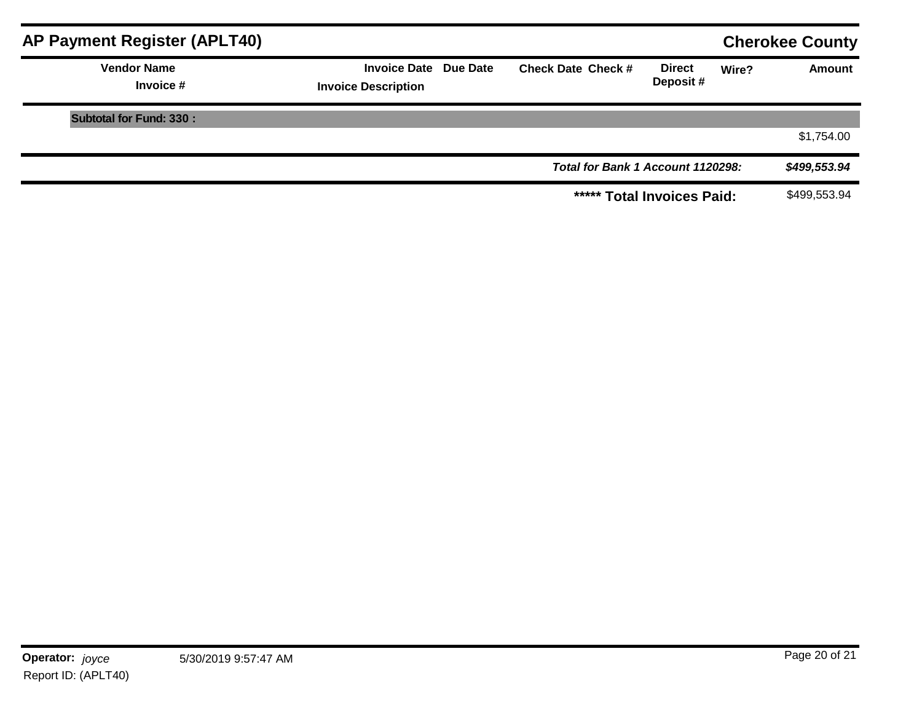## AP Payment Register (APLT40)

**Cherokee County**

| Vendor Name / Invoice # | Invoice Date / Invoice Description | Due Date | Check Date | Check # | Direct Deposit # | Wire? | Amount |
|---|---|---|---|---|---|---|---|
| **Subtotal for Fund: 330 :** | | | | | | | |
| | | | | | | | $1,754.00 |
| | | | | ***Total for Bank 1 Account 1120298:*** | | | ***$499,553.94*** |
| | | | | ***** **Total Invoices Paid:** | | | $499,553.94 |

**Operator:** *joyce* 5/30/2019 9:57:47 AM
Report ID: (APLT40)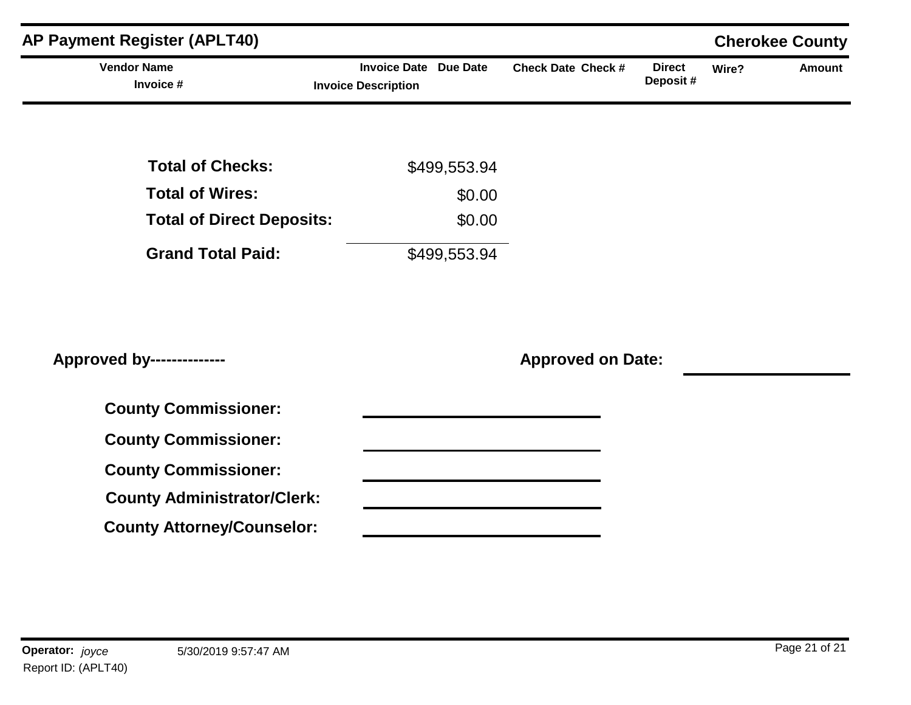# AP Payment Register (APLT40)

**Cherokee County**

| Vendor Name / Invoice # | Invoice Date / Invoice Description | Due Date | Check Date | Check # | Direct Deposit # | Wire? | Amount |
|---|---|---|---|---|---|---|---|

| | |
|---|---|
| **Total of Checks:** | $499,553.94 |
| **Total of Wires:** | $0.00 |
| **Total of Direct Deposits:** | $0.00 |
| **Grand Total Paid:** | $499,553.94 |

**Approved by--------------** **Approved on Date:** ____________________

**County Commissioner:** ______________________________

**County Commissioner:** ______________________________

**County Commissioner:** ______________________________

**County Administrator/Clerk:** ______________________________

**County Attorney/Counselor:** ______________________________

**Operator:** *joyce* 5/30/2019 9:57:47 AM

Report ID: (APLT40)